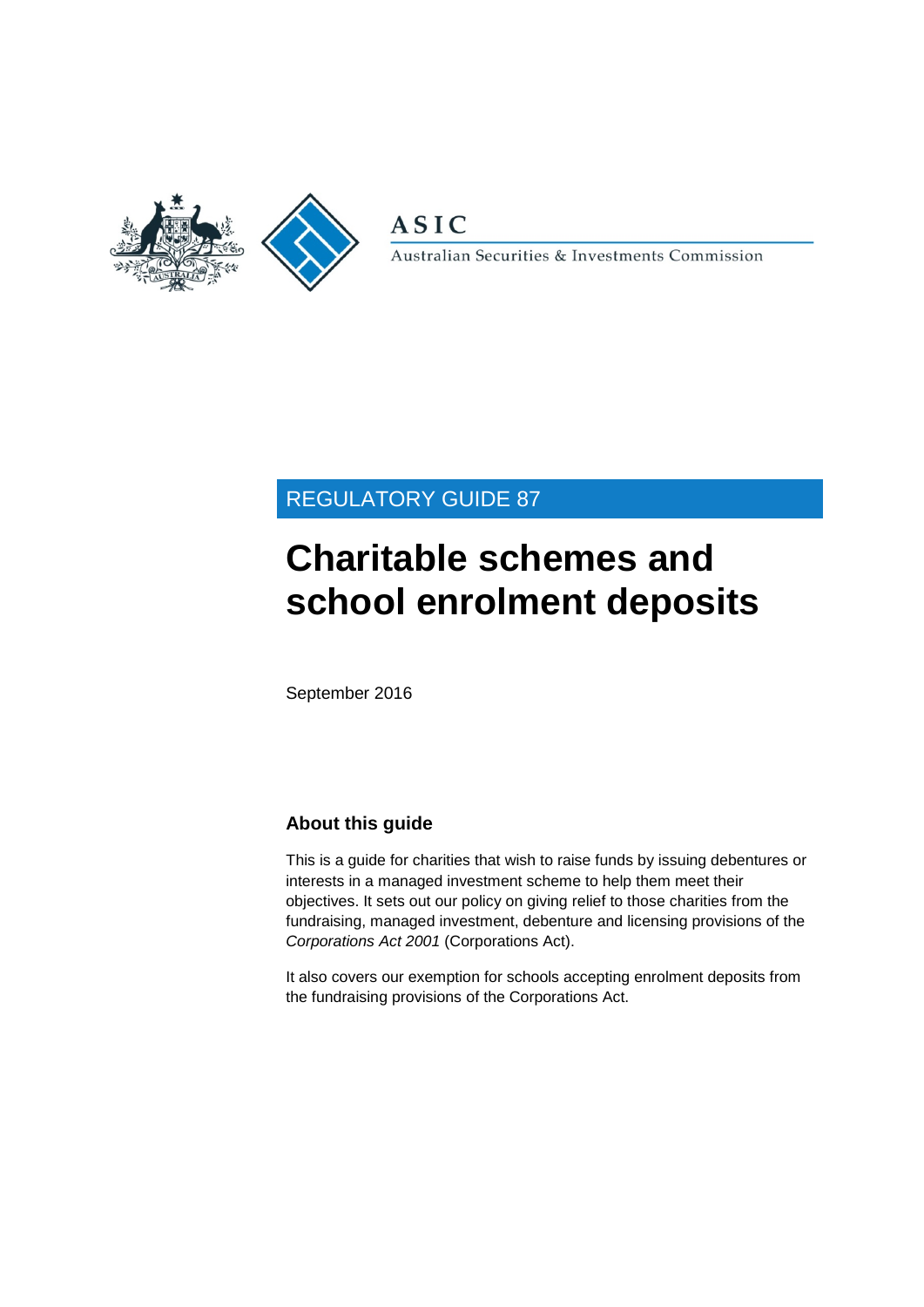ASIC

Australian Securities & Investments Commission

REGULATORY GUIDE 87

# Charitable schemes and school enrolment deposits

September 2016

## About this guide

This is a guide for charities that wish to raise funds by issuing debentures or interests in a managed investment scheme to help them meet their objectives. It sets out our policy on giving relief to those charities from the fundraising, managed investment, debenture and licensing provisions of the *Corporations Act 2001* (Corporations Act).

It also covers our exemption for schools accepting enrolment deposits from the fundraising provisions of the Corporations Act.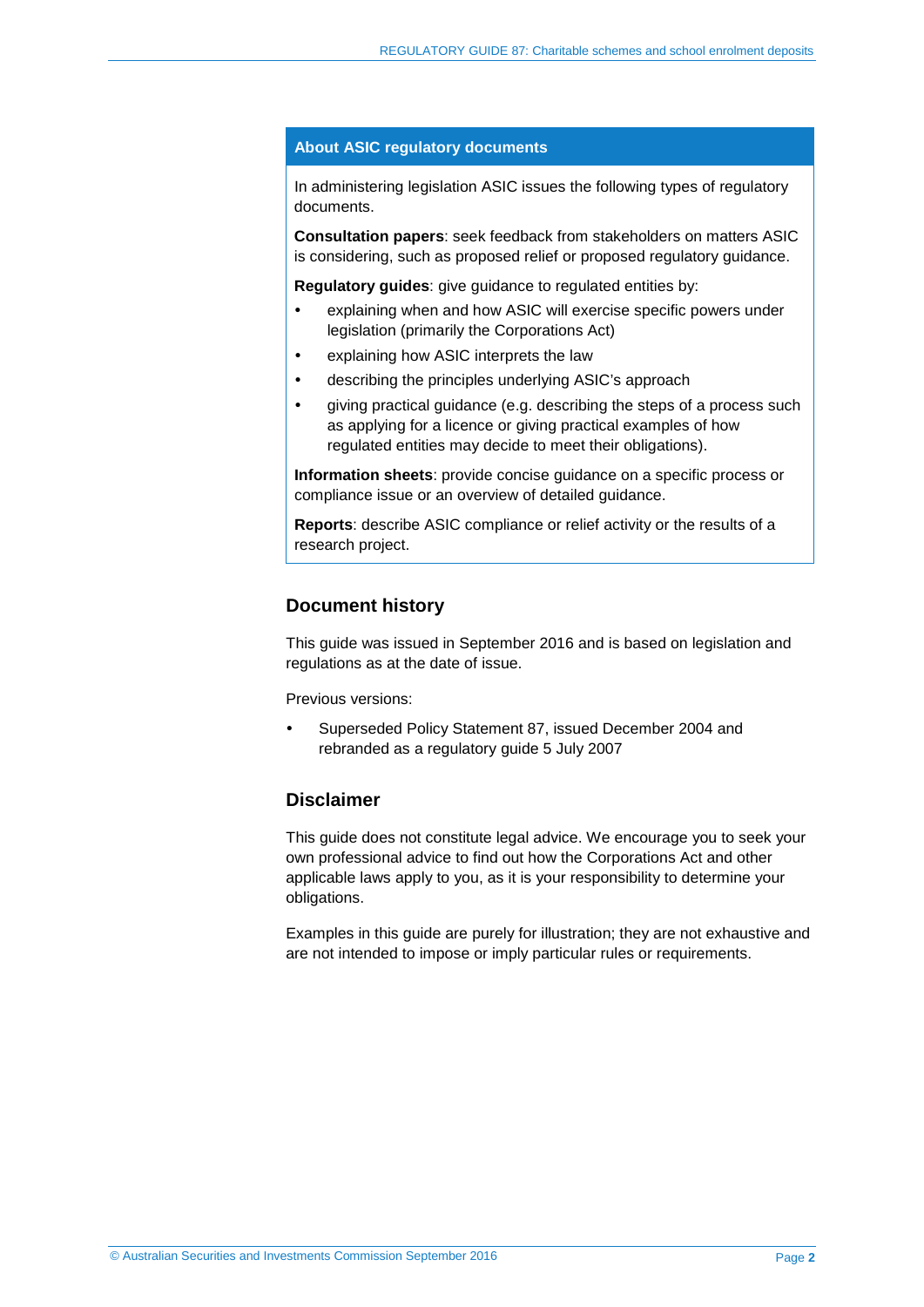## About ASIC regulatory documents

In administering legislation ASIC issues the following types of regulatory documents.

**Consultation papers**: seek feedback from stakeholders on matters ASIC is considering, such as proposed relief or proposed regulatory guidance.

**Regulatory guides**: give guidance to regulated entities by:

- explaining when and how ASIC will exercise specific powers under legislation (primarily the Corporations Act)
- explaining how ASIC interprets the law
- describing the principles underlying ASIC's approach
- giving practical guidance (e.g. describing the steps of a process such as applying for a licence or giving practical examples of how regulated entities may decide to meet their obligations).

**Information sheets**: provide concise guidance on a specific process or compliance issue or an overview of detailed guidance.

**Reports**: describe ASIC compliance or relief activity or the results of a research project.

## Document history

This guide was issued in September 2016 and is based on legislation and regulations as at the date of issue.

Previous versions:

- Superseded Policy Statement 87, issued December 2004 and rebranded as a regulatory guide 5 July 2007

## Disclaimer

This guide does not constitute legal advice. We encourage you to seek your own professional advice to find out how the Corporations Act and other applicable laws apply to you, as it is your responsibility to determine your obligations.

Examples in this guide are purely for illustration; they are not exhaustive and are not intended to impose or imply particular rules or requirements.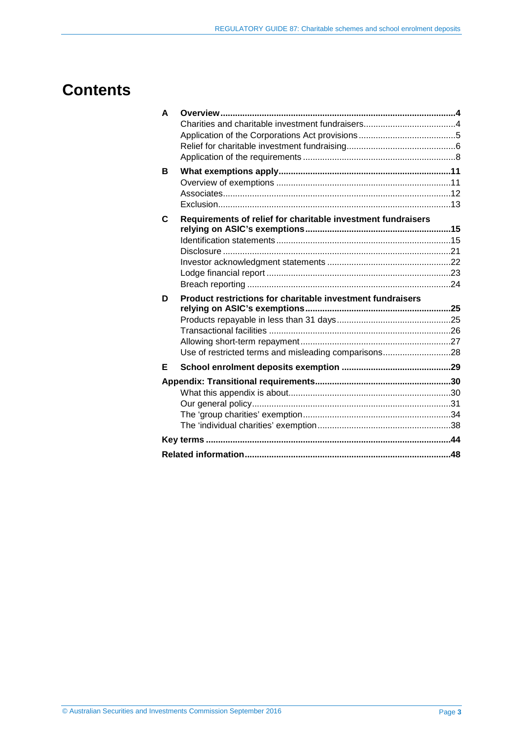# Contents

**A Overview** ..... **4**
- Charities and charitable investment fundraisers ..... 4
- Application of the Corporations Act provisions ..... 5
- Relief for charitable investment fundraising ..... 6
- Application of the requirements ..... 8

**B What exemptions apply** ..... **11**
- Overview of exemptions ..... 11
- Associates ..... 12
- Exclusion ..... 13

**C Requirements of relief for charitable investment fundraisers relying on ASIC's exemptions** ..... **15**
- Identification statements ..... 15
- Disclosure ..... 21
- Investor acknowledgment statements ..... 22
- Lodge financial report ..... 23
- Breach reporting ..... 24

**D Product restrictions for charitable investment fundraisers relying on ASIC's exemptions** ..... **25**
- Products repayable in less than 31 days ..... 25
- Transactional facilities ..... 26
- Allowing short-term repayment ..... 27
- Use of restricted terms and misleading comparisons ..... 28

**E School enrolment deposits exemption** ..... **29**

**Appendix: Transitional requirements** ..... **30**
- What this appendix is about ..... 30
- Our general policy ..... 31
- The 'group charities' exemption ..... 34
- The 'individual charities' exemption ..... 38

**Key terms** ..... **44**

**Related information** ..... **48**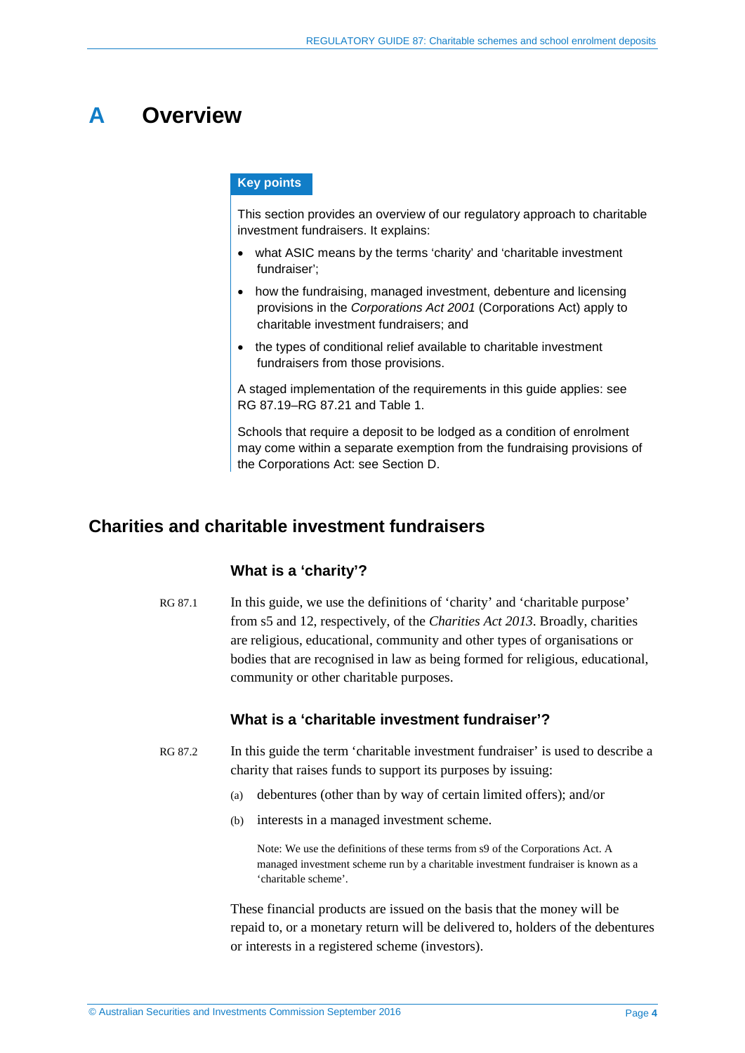# A Overview

**Key points**

This section provides an overview of our regulatory approach to charitable investment fundraisers. It explains:

- what ASIC means by the terms 'charity' and 'charitable investment fundraiser';
- how the fundraising, managed investment, debenture and licensing provisions in the *Corporations Act 2001* (Corporations Act) apply to charitable investment fundraisers; and
- the types of conditional relief available to charitable investment fundraisers from those provisions.

A staged implementation of the requirements in this guide applies: see RG 87.19–RG 87.21 and Table 1.

Schools that require a deposit to be lodged as a condition of enrolment may come within a separate exemption from the fundraising provisions of the Corporations Act: see Section D.

## Charities and charitable investment fundraisers

### What is a 'charity'?

RG 87.1 In this guide, we use the definitions of 'charity' and 'charitable purpose' from s5 and 12, respectively, of the *Charities Act 2013*. Broadly, charities are religious, educational, community and other types of organisations or bodies that are recognised in law as being formed for religious, educational, community or other charitable purposes.

### What is a 'charitable investment fundraiser'?

RG 87.2 In this guide the term 'charitable investment fundraiser' is used to describe a charity that raises funds to support its purposes by issuing:

(a) debentures (other than by way of certain limited offers); and/or

(b) interests in a managed investment scheme.

Note: We use the definitions of these terms from s9 of the Corporations Act. A managed investment scheme run by a charitable investment fundraiser is known as a 'charitable scheme'.

These financial products are issued on the basis that the money will be repaid to, or a monetary return will be delivered to, holders of the debentures or interests in a registered scheme (investors).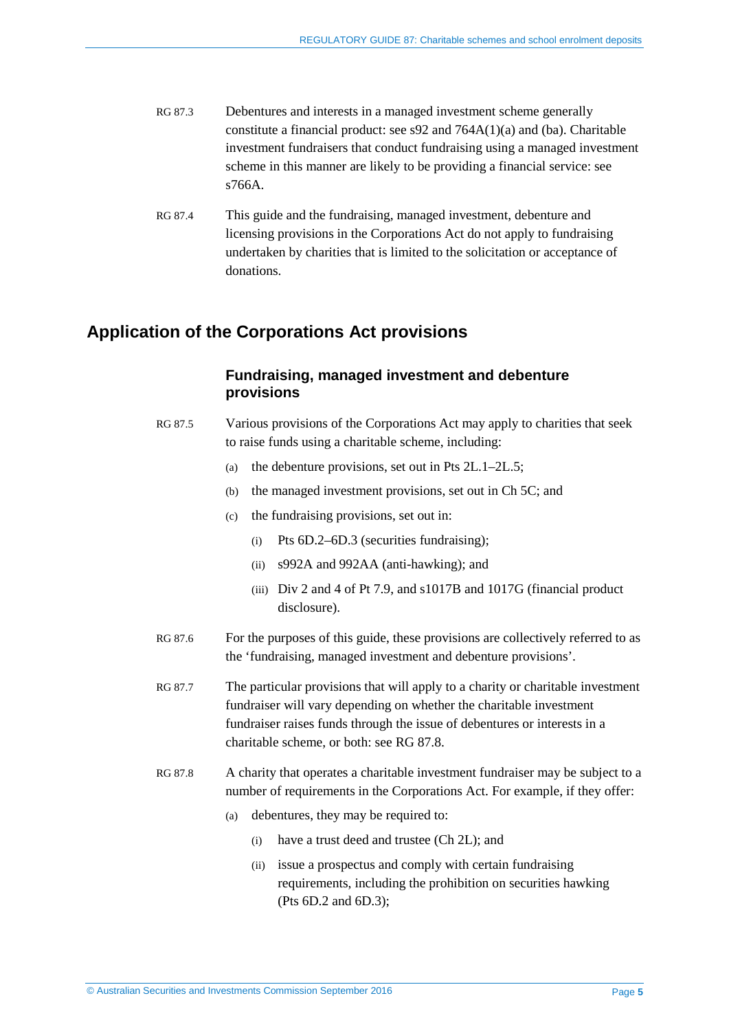RG 87.3 Debentures and interests in a managed investment scheme generally constitute a financial product: see s92 and 764A(1)(a) and (ba). Charitable investment fundraisers that conduct fundraising using a managed investment scheme in this manner are likely to be providing a financial service: see s766A.

RG 87.4 This guide and the fundraising, managed investment, debenture and licensing provisions in the Corporations Act do not apply to fundraising undertaken by charities that is limited to the solicitation or acceptance of donations.

## Application of the Corporations Act provisions

### Fundraising, managed investment and debenture provisions

RG 87.5 Various provisions of the Corporations Act may apply to charities that seek to raise funds using a charitable scheme, including:

- (a) the debenture provisions, set out in Pts 2L.1–2L.5;
- (b) the managed investment provisions, set out in Ch 5C; and
- (c) the fundraising provisions, set out in:
  - (i) Pts 6D.2–6D.3 (securities fundraising);
  - (ii) s992A and 992AA (anti-hawking); and
  - (iii) Div 2 and 4 of Pt 7.9, and s1017B and 1017G (financial product disclosure).

RG 87.6 For the purposes of this guide, these provisions are collectively referred to as the 'fundraising, managed investment and debenture provisions'.

RG 87.7 The particular provisions that will apply to a charity or charitable investment fundraiser will vary depending on whether the charitable investment fundraiser raises funds through the issue of debentures or interests in a charitable scheme, or both: see RG 87.8.

RG 87.8 A charity that operates a charitable investment fundraiser may be subject to a number of requirements in the Corporations Act. For example, if they offer:

- (a) debentures, they may be required to:
  - (i) have a trust deed and trustee (Ch 2L); and
  - (ii) issue a prospectus and comply with certain fundraising requirements, including the prohibition on securities hawking (Pts 6D.2 and 6D.3);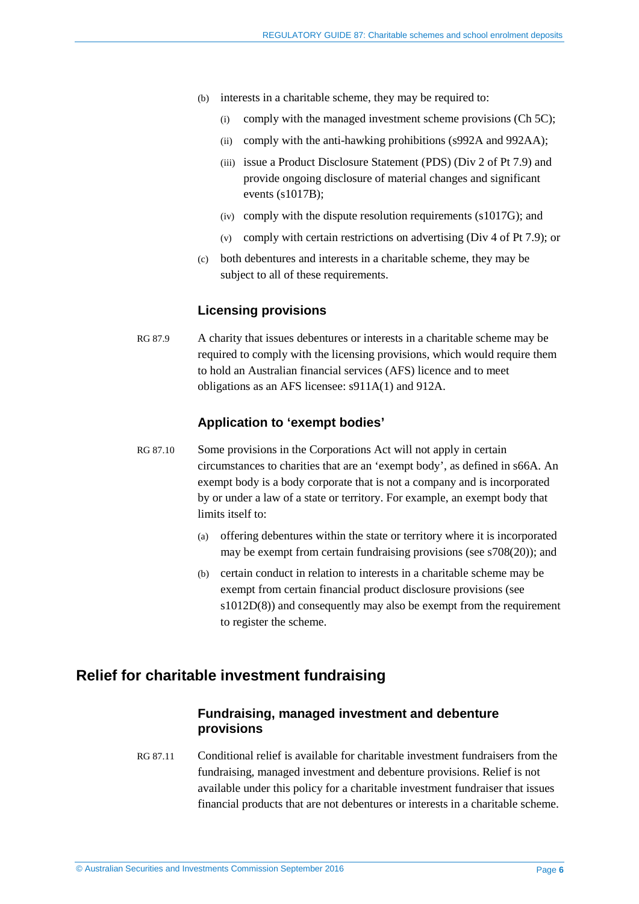(b) interests in a charitable scheme, they may be required to:

   (i) comply with the managed investment scheme provisions (Ch 5C);

   (ii) comply with the anti-hawking prohibitions (s992A and 992AA);

   (iii) issue a Product Disclosure Statement (PDS) (Div 2 of Pt 7.9) and provide ongoing disclosure of material changes and significant events (s1017B);

   (iv) comply with the dispute resolution requirements (s1017G); and

   (v) comply with certain restrictions on advertising (Div 4 of Pt 7.9); or

(c) both debentures and interests in a charitable scheme, they may be subject to all of these requirements.

### Licensing provisions

RG 87.9 A charity that issues debentures or interests in a charitable scheme may be required to comply with the licensing provisions, which would require them to hold an Australian financial services (AFS) licence and to meet obligations as an AFS licensee: s911A(1) and 912A.

### Application to 'exempt bodies'

RG 87.10 Some provisions in the Corporations Act will not apply in certain circumstances to charities that are an 'exempt body', as defined in s66A. An exempt body is a body corporate that is not a company and is incorporated by or under a law of a state or territory. For example, an exempt body that limits itself to:

(a) offering debentures within the state or territory where it is incorporated may be exempt from certain fundraising provisions (see s708(20)); and

(b) certain conduct in relation to interests in a charitable scheme may be exempt from certain financial product disclosure provisions (see s1012D(8)) and consequently may also be exempt from the requirement to register the scheme.

## Relief for charitable investment fundraising

### Fundraising, managed investment and debenture provisions

RG 87.11 Conditional relief is available for charitable investment fundraisers from the fundraising, managed investment and debenture provisions. Relief is not available under this policy for a charitable investment fundraiser that issues financial products that are not debentures or interests in a charitable scheme.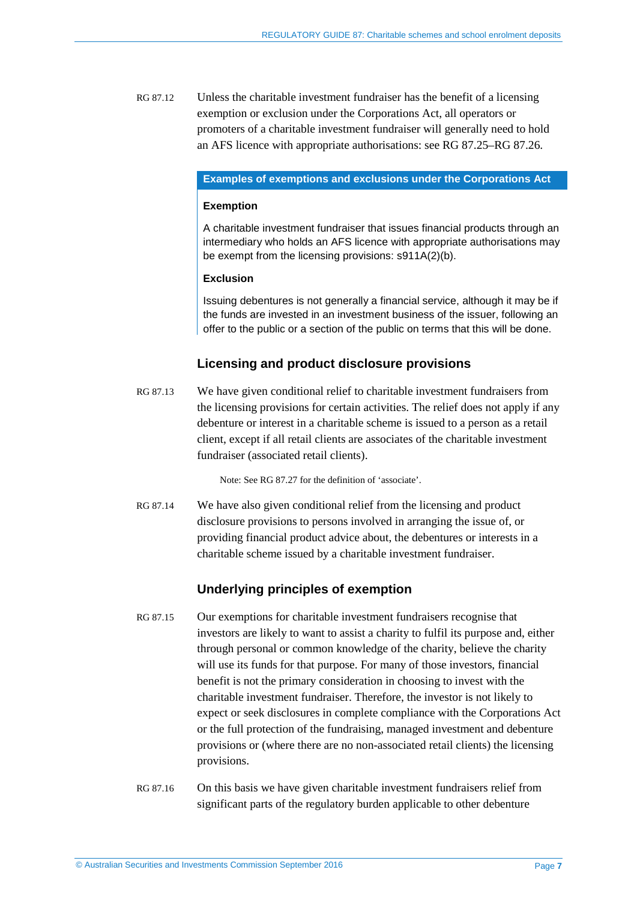RG 87.12 Unless the charitable investment fundraiser has the benefit of a licensing exemption or exclusion under the Corporations Act, all operators or promoters of a charitable investment fundraiser will generally need to hold an AFS licence with appropriate authorisations: see RG 87.25–RG 87.26.

**Examples of exemptions and exclusions under the Corporations Act**

**Exemption**

A charitable investment fundraiser that issues financial products through an intermediary who holds an AFS licence with appropriate authorisations may be exempt from the licensing provisions: s911A(2)(b).

**Exclusion**

Issuing debentures is not generally a financial service, although it may be if the funds are invested in an investment business of the issuer, following an offer to the public or a section of the public on terms that this will be done.

## Licensing and product disclosure provisions

RG 87.13 We have given conditional relief to charitable investment fundraisers from the licensing provisions for certain activities. The relief does not apply if any debenture or interest in a charitable scheme is issued to a person as a retail client, except if all retail clients are associates of the charitable investment fundraiser (associated retail clients).

Note: See RG 87.27 for the definition of 'associate'.

RG 87.14 We have also given conditional relief from the licensing and product disclosure provisions to persons involved in arranging the issue of, or providing financial product advice about, the debentures or interests in a charitable scheme issued by a charitable investment fundraiser.

## Underlying principles of exemption

RG 87.15 Our exemptions for charitable investment fundraisers recognise that investors are likely to want to assist a charity to fulfil its purpose and, either through personal or common knowledge of the charity, believe the charity will use its funds for that purpose. For many of those investors, financial benefit is not the primary consideration in choosing to invest with the charitable investment fundraiser. Therefore, the investor is not likely to expect or seek disclosures in complete compliance with the Corporations Act or the full protection of the fundraising, managed investment and debenture provisions or (where there are no non-associated retail clients) the licensing provisions.

RG 87.16 On this basis we have given charitable investment fundraisers relief from significant parts of the regulatory burden applicable to other debenture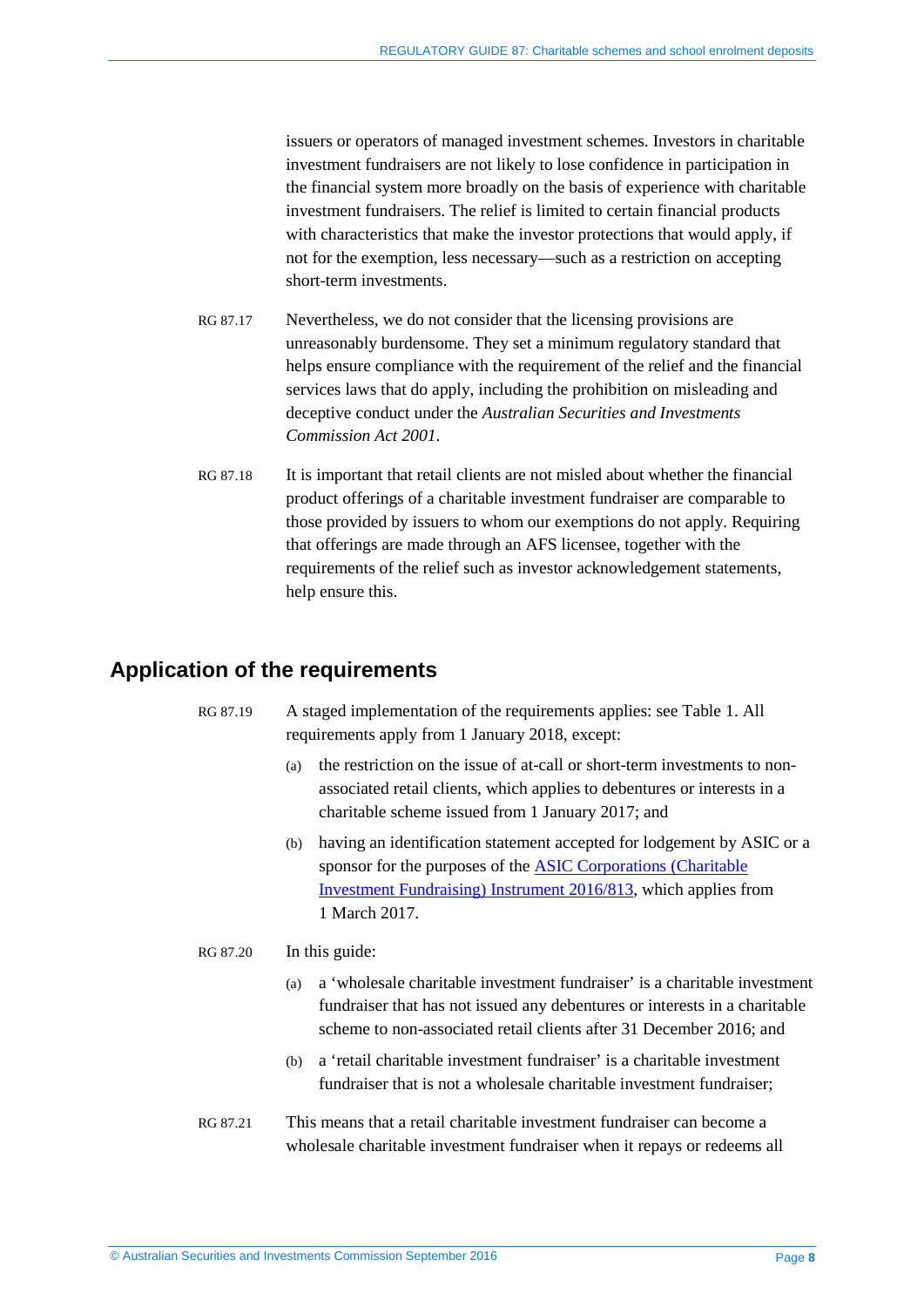issuers or operators of managed investment schemes. Investors in charitable investment fundraisers are not likely to lose confidence in participation in the financial system more broadly on the basis of experience with charitable investment fundraisers. The relief is limited to certain financial products with characteristics that make the investor protections that would apply, if not for the exemption, less necessary—such as a restriction on accepting short-term investments.

RG 87.17 Nevertheless, we do not consider that the licensing provisions are unreasonably burdensome. They set a minimum regulatory standard that helps ensure compliance with the requirement of the relief and the financial services laws that do apply, including the prohibition on misleading and deceptive conduct under the *Australian Securities and Investments Commission Act 2001*.

RG 87.18 It is important that retail clients are not misled about whether the financial product offerings of a charitable investment fundraiser are comparable to those provided by issuers to whom our exemptions do not apply. Requiring that offerings are made through an AFS licensee, together with the requirements of the relief such as investor acknowledgement statements, help ensure this.

## Application of the requirements

RG 87.19 A staged implementation of the requirements applies: see Table 1. All requirements apply from 1 January 2018, except:

(a) the restriction on the issue of at-call or short-term investments to non-associated retail clients, which applies to debentures or interests in a charitable scheme issued from 1 January 2017; and

(b) having an identification statement accepted for lodgement by ASIC or a sponsor for the purposes of the ASIC Corporations (Charitable Investment Fundraising) Instrument 2016/813, which applies from 1 March 2017.

RG 87.20 In this guide:

(a) a 'wholesale charitable investment fundraiser' is a charitable investment fundraiser that has not issued any debentures or interests in a charitable scheme to non-associated retail clients after 31 December 2016; and

(b) a 'retail charitable investment fundraiser' is a charitable investment fundraiser that is not a wholesale charitable investment fundraiser;

RG 87.21 This means that a retail charitable investment fundraiser can become a wholesale charitable investment fundraiser when it repays or redeems all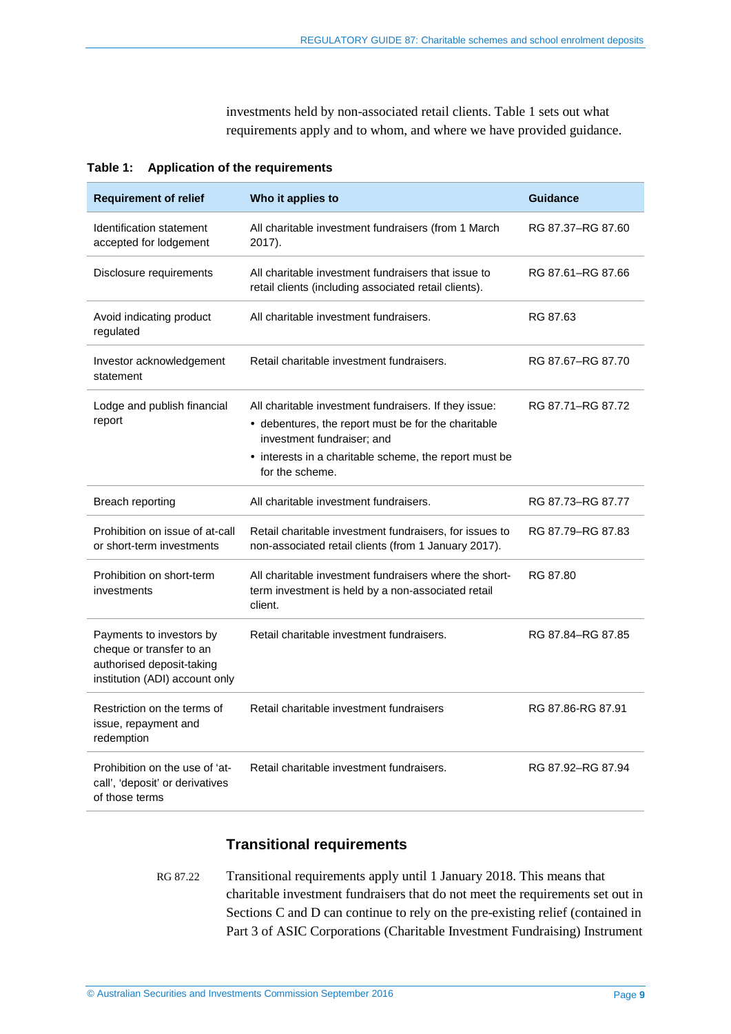investments held by non-associated retail clients. Table 1 sets out what requirements apply and to whom, and where we have provided guidance.

**Table 1: Application of the requirements**

| Requirement of relief | Who it applies to | Guidance |
|---|---|---|
| Identification statement accepted for lodgement | All charitable investment fundraisers (from 1 March 2017). | RG 87.37–RG 87.60 |
| Disclosure requirements | All charitable investment fundraisers that issue to retail clients (including associated retail clients). | RG 87.61–RG 87.66 |
| Avoid indicating product regulated | All charitable investment fundraisers. | RG 87.63 |
| Investor acknowledgement statement | Retail charitable investment fundraisers. | RG 87.67–RG 87.70 |
| Lodge and publish financial report | All charitable investment fundraisers. If they issue: <br>• debentures, the report must be for the charitable investment fundraiser; and <br>• interests in a charitable scheme, the report must be for the scheme. | RG 87.71–RG 87.72 |
| Breach reporting | All charitable investment fundraisers. | RG 87.73–RG 87.77 |
| Prohibition on issue of at-call or short-term investments | Retail charitable investment fundraisers, for issues to non-associated retail clients (from 1 January 2017). | RG 87.79–RG 87.83 |
| Prohibition on short-term investments | All charitable investment fundraisers where the short-term investment is held by a non-associated retail client. | RG 87.80 |
| Payments to investors by cheque or transfer to an authorised deposit-taking institution (ADI) account only | Retail charitable investment fundraisers. | RG 87.84–RG 87.85 |
| Restriction on the terms of issue, repayment and redemption | Retail charitable investment fundraisers | RG 87.86-RG 87.91 |
| Prohibition on the use of 'at-call', 'deposit' or derivatives of those terms | Retail charitable investment fundraisers. | RG 87.92–RG 87.94 |

### Transitional requirements

RG 87.22 Transitional requirements apply until 1 January 2018. This means that charitable investment fundraisers that do not meet the requirements set out in Sections C and D can continue to rely on the pre-existing relief (contained in Part 3 of ASIC Corporations (Charitable Investment Fundraising) Instrument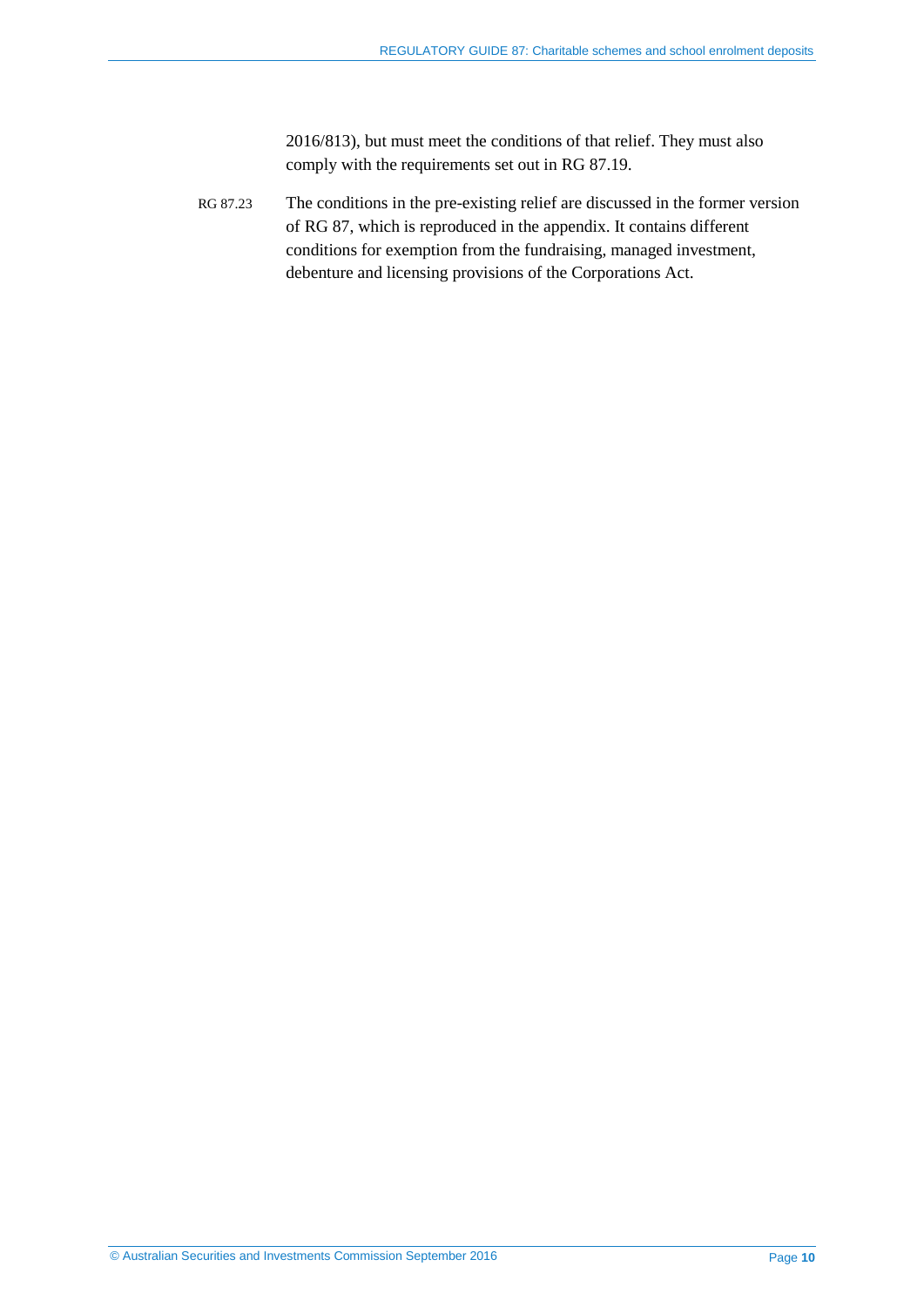2016/813), but must meet the conditions of that relief. They must also comply with the requirements set out in RG 87.19.

RG 87.23 The conditions in the pre-existing relief are discussed in the former version of RG 87, which is reproduced in the appendix. It contains different conditions for exemption from the fundraising, managed investment, debenture and licensing provisions of the Corporations Act.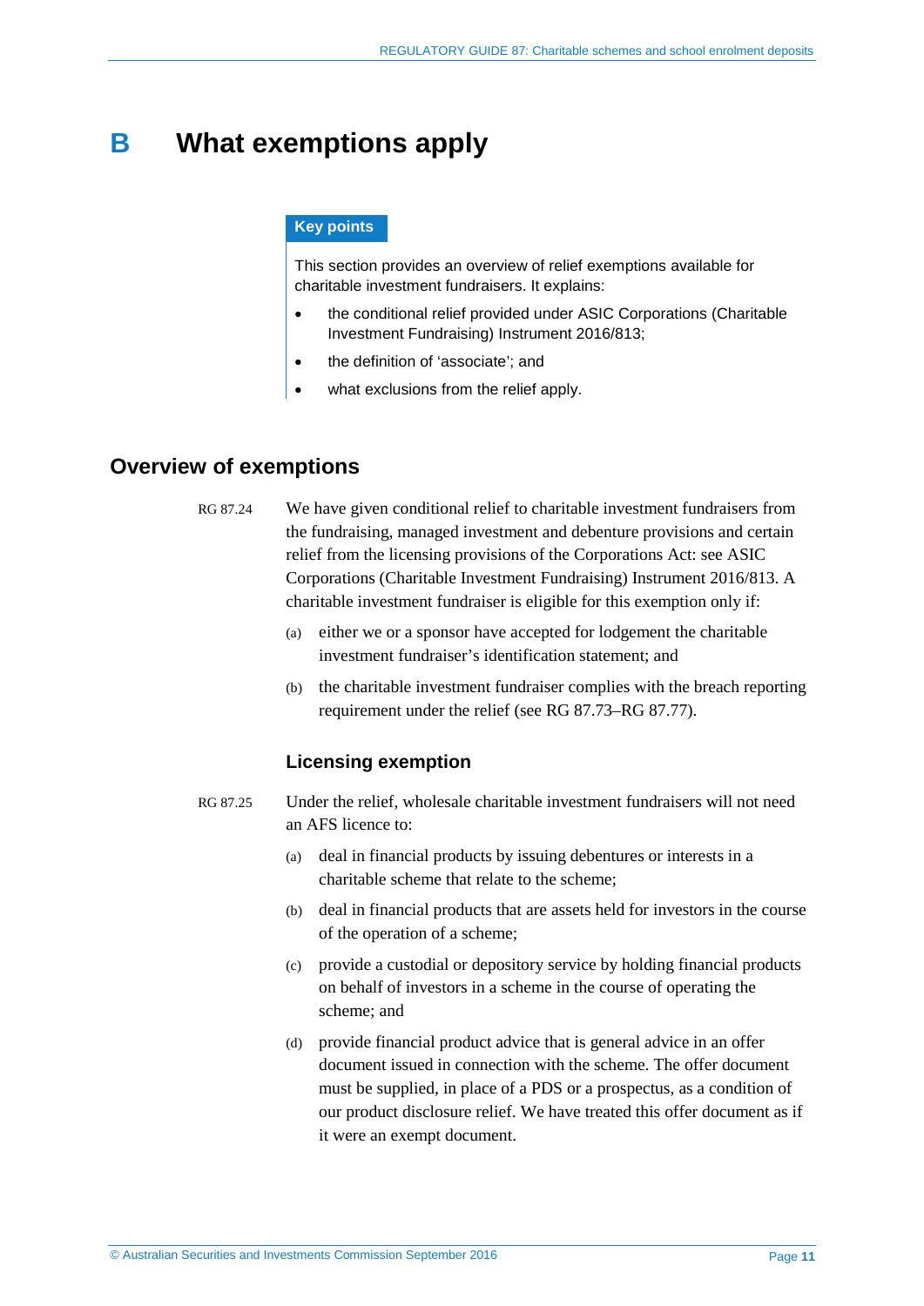# B What exemptions apply

**Key points**

This section provides an overview of relief exemptions available for charitable investment fundraisers. It explains:

- the conditional relief provided under ASIC Corporations (Charitable Investment Fundraising) Instrument 2016/813;
- the definition of 'associate'; and
- what exclusions from the relief apply.

## Overview of exemptions

RG 87.24 We have given conditional relief to charitable investment fundraisers from the fundraising, managed investment and debenture provisions and certain relief from the licensing provisions of the Corporations Act: see ASIC Corporations (Charitable Investment Fundraising) Instrument 2016/813. A charitable investment fundraiser is eligible for this exemption only if:

(a) either we or a sponsor have accepted for lodgement the charitable investment fundraiser's identification statement; and

(b) the charitable investment fundraiser complies with the breach reporting requirement under the relief (see RG 87.73–RG 87.77).

### Licensing exemption

RG 87.25 Under the relief, wholesale charitable investment fundraisers will not need an AFS licence to:

(a) deal in financial products by issuing debentures or interests in a charitable scheme that relate to the scheme;

(b) deal in financial products that are assets held for investors in the course of the operation of a scheme;

(c) provide a custodial or depository service by holding financial products on behalf of investors in a scheme in the course of operating the scheme; and

(d) provide financial product advice that is general advice in an offer document issued in connection with the scheme. The offer document must be supplied, in place of a PDS or a prospectus, as a condition of our product disclosure relief. We have treated this offer document as if it were an exempt document.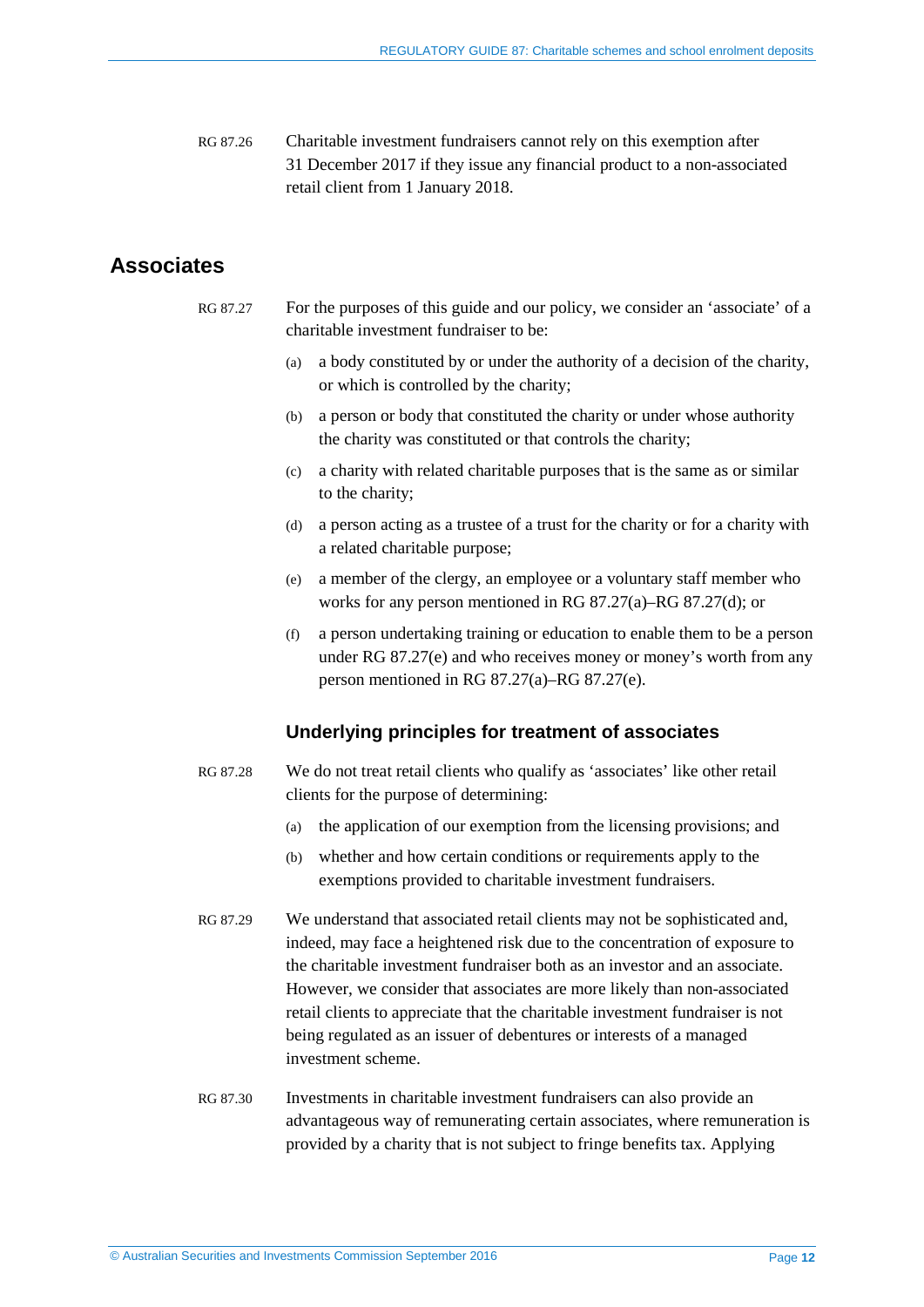RG 87.26 Charitable investment fundraisers cannot rely on this exemption after 31 December 2017 if they issue any financial product to a non-associated retail client from 1 January 2018.

## Associates

RG 87.27 For the purposes of this guide and our policy, we consider an 'associate' of a charitable investment fundraiser to be:

(a) a body constituted by or under the authority of a decision of the charity, or which is controlled by the charity;

(b) a person or body that constituted the charity or under whose authority the charity was constituted or that controls the charity;

(c) a charity with related charitable purposes that is the same as or similar to the charity;

(d) a person acting as a trustee of a trust for the charity or for a charity with a related charitable purpose;

(e) a member of the clergy, an employee or a voluntary staff member who works for any person mentioned in RG 87.27(a)–RG 87.27(d); or

(f) a person undertaking training or education to enable them to be a person under RG 87.27(e) and who receives money or money's worth from any person mentioned in RG 87.27(a)–RG 87.27(e).

### Underlying principles for treatment of associates

RG 87.28 We do not treat retail clients who qualify as 'associates' like other retail clients for the purpose of determining:

(a) the application of our exemption from the licensing provisions; and

(b) whether and how certain conditions or requirements apply to the exemptions provided to charitable investment fundraisers.

RG 87.29 We understand that associated retail clients may not be sophisticated and, indeed, may face a heightened risk due to the concentration of exposure to the charitable investment fundraiser both as an investor and an associate. However, we consider that associates are more likely than non-associated retail clients to appreciate that the charitable investment fundraiser is not being regulated as an issuer of debentures or interests of a managed investment scheme.

RG 87.30 Investments in charitable investment fundraisers can also provide an advantageous way of remunerating certain associates, where remuneration is provided by a charity that is not subject to fringe benefits tax. Applying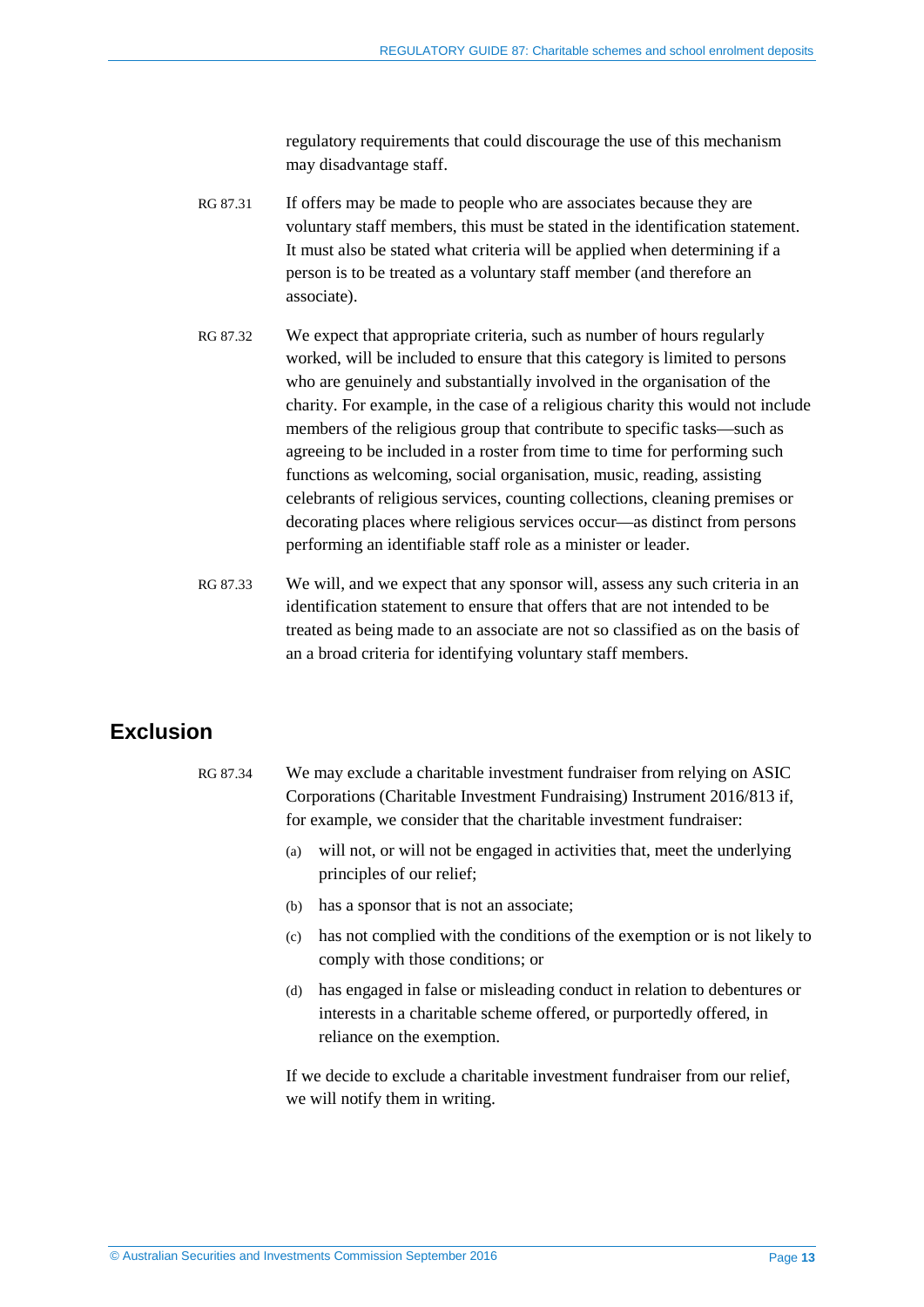regulatory requirements that could discourage the use of this mechanism may disadvantage staff.

RG 87.31 If offers may be made to people who are associates because they are voluntary staff members, this must be stated in the identification statement. It must also be stated what criteria will be applied when determining if a person is to be treated as a voluntary staff member (and therefore an associate).

RG 87.32 We expect that appropriate criteria, such as number of hours regularly worked, will be included to ensure that this category is limited to persons who are genuinely and substantially involved in the organisation of the charity. For example, in the case of a religious charity this would not include members of the religious group that contribute to specific tasks—such as agreeing to be included in a roster from time to time for performing such functions as welcoming, social organisation, music, reading, assisting celebrants of religious services, counting collections, cleaning premises or decorating places where religious services occur—as distinct from persons performing an identifiable staff role as a minister or leader.

RG 87.33 We will, and we expect that any sponsor will, assess any such criteria in an identification statement to ensure that offers that are not intended to be treated as being made to an associate are not so classified as on the basis of an a broad criteria for identifying voluntary staff members.

## Exclusion

RG 87.34 We may exclude a charitable investment fundraiser from relying on ASIC Corporations (Charitable Investment Fundraising) Instrument 2016/813 if, for example, we consider that the charitable investment fundraiser:

(a) will not, or will not be engaged in activities that, meet the underlying principles of our relief;

(b) has a sponsor that is not an associate;

(c) has not complied with the conditions of the exemption or is not likely to comply with those conditions; or

(d) has engaged in false or misleading conduct in relation to debentures or interests in a charitable scheme offered, or purportedly offered, in reliance on the exemption.

If we decide to exclude a charitable investment fundraiser from our relief, we will notify them in writing.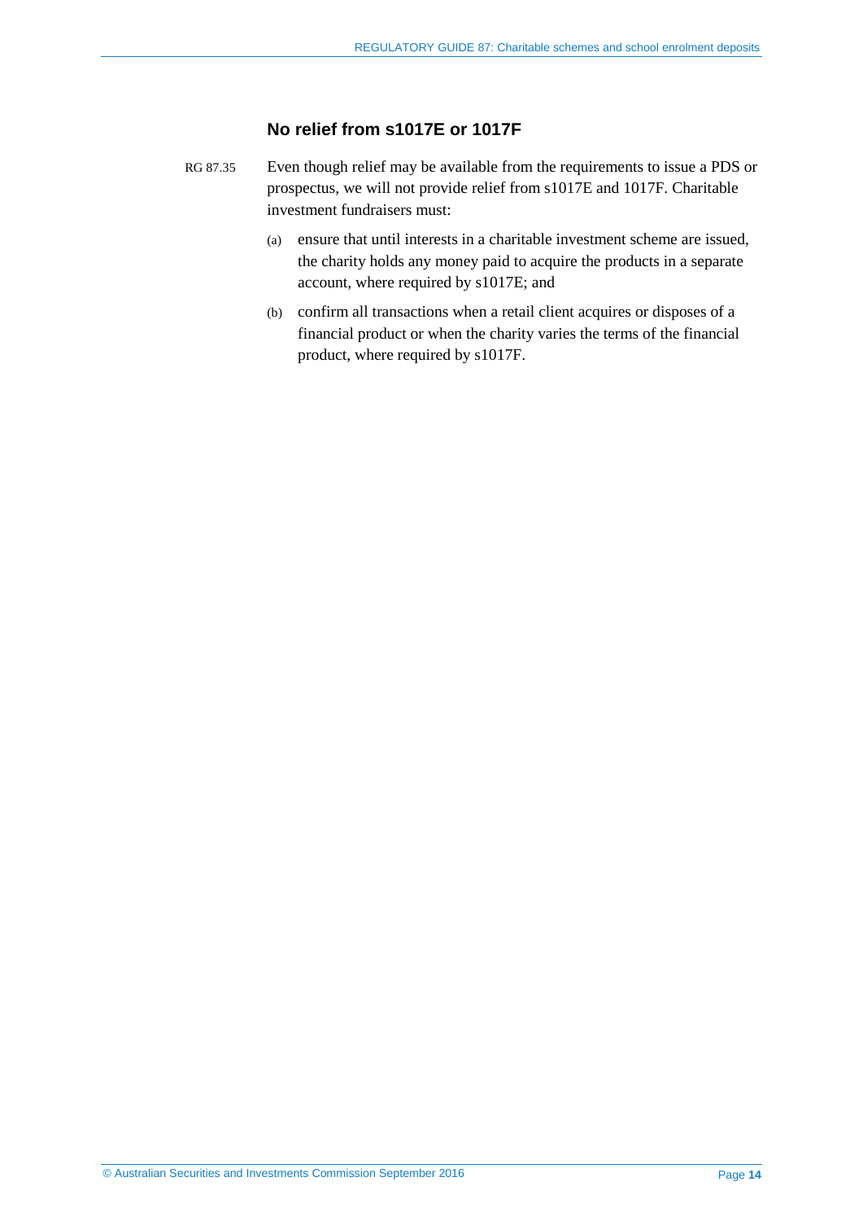### No relief from s1017E or 1017F

RG 87.35 Even though relief may be available from the requirements to issue a PDS or prospectus, we will not provide relief from s1017E and 1017F. Charitable investment fundraisers must:

(a) ensure that until interests in a charitable investment scheme are issued, the charity holds any money paid to acquire the products in a separate account, where required by s1017E; and

(b) confirm all transactions when a retail client acquires or disposes of a financial product or when the charity varies the terms of the financial product, where required by s1017F.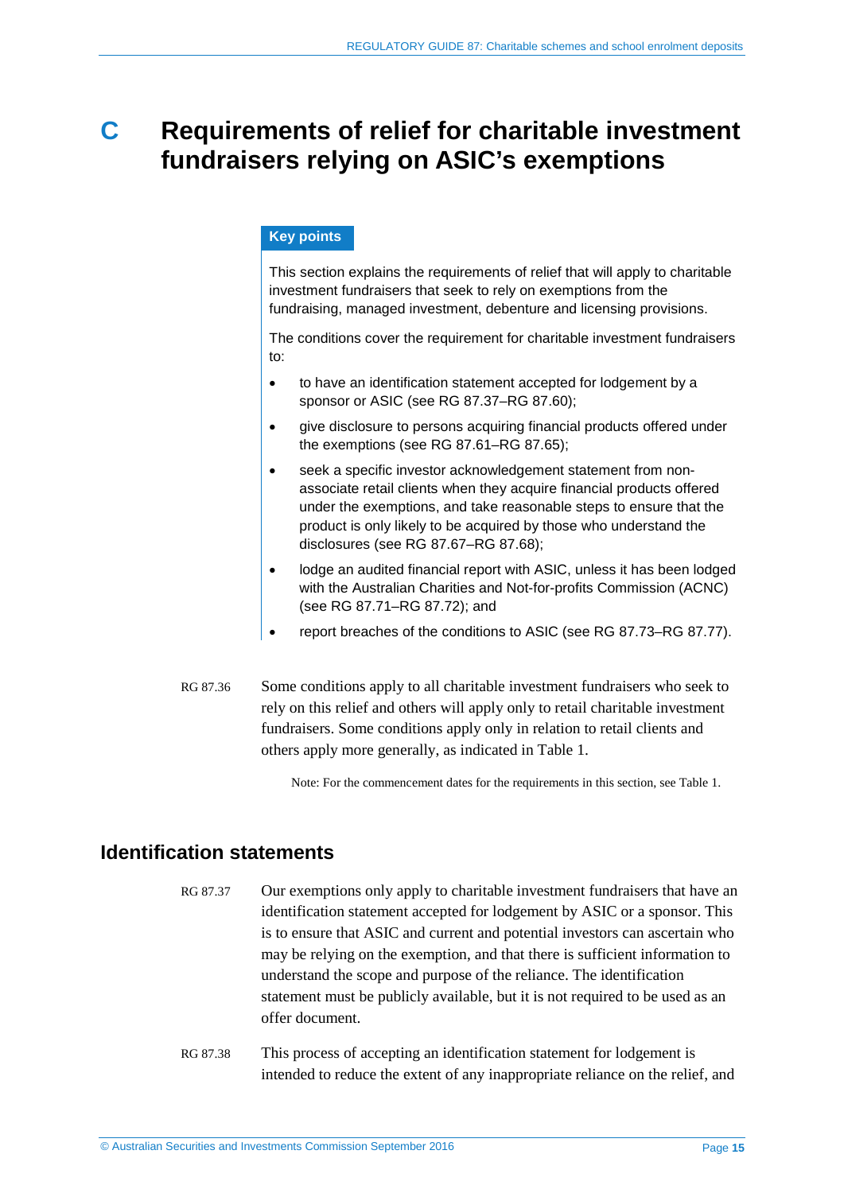# C Requirements of relief for charitable investment fundraisers relying on ASIC's exemptions

**Key points**

This section explains the requirements of relief that will apply to charitable investment fundraisers that seek to rely on exemptions from the fundraising, managed investment, debenture and licensing provisions.

The conditions cover the requirement for charitable investment fundraisers to:

- to have an identification statement accepted for lodgement by a sponsor or ASIC (see RG 87.37–RG 87.60);
- give disclosure to persons acquiring financial products offered under the exemptions (see RG 87.61–RG 87.65);
- seek a specific investor acknowledgement statement from non-associate retail clients when they acquire financial products offered under the exemptions, and take reasonable steps to ensure that the product is only likely to be acquired by those who understand the disclosures (see RG 87.67–RG 87.68);
- lodge an audited financial report with ASIC, unless it has been lodged with the Australian Charities and Not-for-profits Commission (ACNC) (see RG 87.71–RG 87.72); and
- report breaches of the conditions to ASIC (see RG 87.73–RG 87.77).

RG 87.36 Some conditions apply to all charitable investment fundraisers who seek to rely on this relief and others will apply only to retail charitable investment fundraisers. Some conditions apply only in relation to retail clients and others apply more generally, as indicated in Table 1.

Note: For the commencement dates for the requirements in this section, see Table 1.

## Identification statements

RG 87.37 Our exemptions only apply to charitable investment fundraisers that have an identification statement accepted for lodgement by ASIC or a sponsor. This is to ensure that ASIC and current and potential investors can ascertain who may be relying on the exemption, and that there is sufficient information to understand the scope and purpose of the reliance. The identification statement must be publicly available, but it is not required to be used as an offer document.

RG 87.38 This process of accepting an identification statement for lodgement is intended to reduce the extent of any inappropriate reliance on the relief, and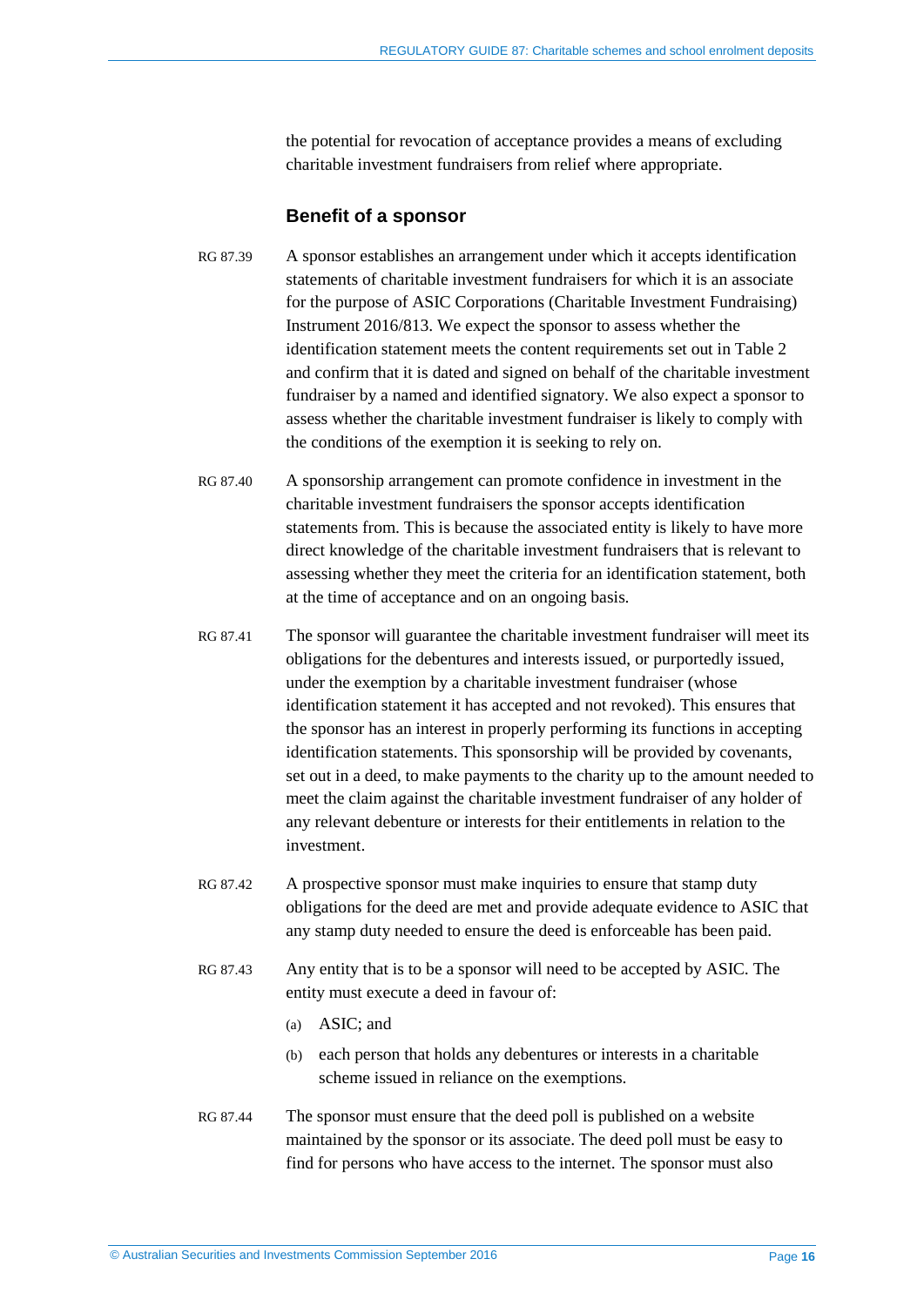the potential for revocation of acceptance provides a means of excluding charitable investment fundraisers from relief where appropriate.

### Benefit of a sponsor

RG 87.39 A sponsor establishes an arrangement under which it accepts identification statements of charitable investment fundraisers for which it is an associate for the purpose of ASIC Corporations (Charitable Investment Fundraising) Instrument 2016/813. We expect the sponsor to assess whether the identification statement meets the content requirements set out in Table 2 and confirm that it is dated and signed on behalf of the charitable investment fundraiser by a named and identified signatory. We also expect a sponsor to assess whether the charitable investment fundraiser is likely to comply with the conditions of the exemption it is seeking to rely on.

RG 87.40 A sponsorship arrangement can promote confidence in investment in the charitable investment fundraisers the sponsor accepts identification statements from. This is because the associated entity is likely to have more direct knowledge of the charitable investment fundraisers that is relevant to assessing whether they meet the criteria for an identification statement, both at the time of acceptance and on an ongoing basis.

RG 87.41 The sponsor will guarantee the charitable investment fundraiser will meet its obligations for the debentures and interests issued, or purportedly issued, under the exemption by a charitable investment fundraiser (whose identification statement it has accepted and not revoked). This ensures that the sponsor has an interest in properly performing its functions in accepting identification statements. This sponsorship will be provided by covenants, set out in a deed, to make payments to the charity up to the amount needed to meet the claim against the charitable investment fundraiser of any holder of any relevant debenture or interests for their entitlements in relation to the investment.

RG 87.42 A prospective sponsor must make inquiries to ensure that stamp duty obligations for the deed are met and provide adequate evidence to ASIC that any stamp duty needed to ensure the deed is enforceable has been paid.

RG 87.43 Any entity that is to be a sponsor will need to be accepted by ASIC. The entity must execute a deed in favour of:

(a) ASIC; and

(b) each person that holds any debentures or interests in a charitable scheme issued in reliance on the exemptions.

RG 87.44 The sponsor must ensure that the deed poll is published on a website maintained by the sponsor or its associate. The deed poll must be easy to find for persons who have access to the internet. The sponsor must also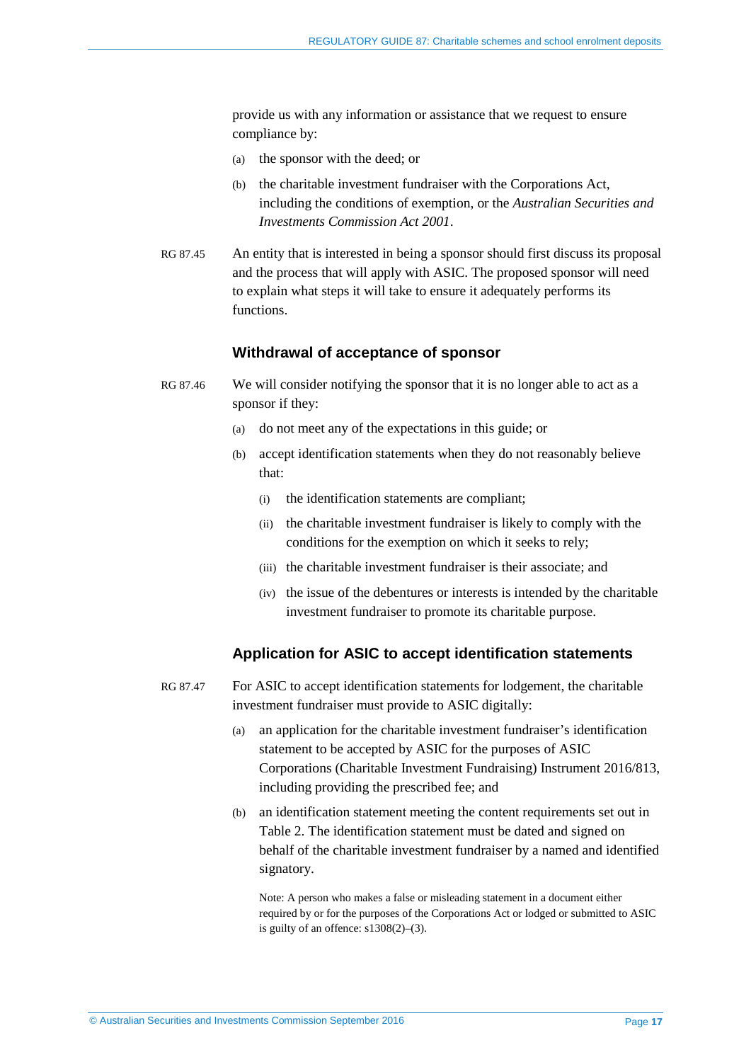provide us with any information or assistance that we request to ensure compliance by:

(a) the sponsor with the deed; or

(b) the charitable investment fundraiser with the Corporations Act, including the conditions of exemption, or the *Australian Securities and Investments Commission Act 2001*.

RG 87.45 An entity that is interested in being a sponsor should first discuss its proposal and the process that will apply with ASIC. The proposed sponsor will need to explain what steps it will take to ensure it adequately performs its functions.

### Withdrawal of acceptance of sponsor

RG 87.46 We will consider notifying the sponsor that it is no longer able to act as a sponsor if they:

(a) do not meet any of the expectations in this guide; or

(b) accept identification statements when they do not reasonably believe that:

(i) the identification statements are compliant;

(ii) the charitable investment fundraiser is likely to comply with the conditions for the exemption on which it seeks to rely;

(iii) the charitable investment fundraiser is their associate; and

(iv) the issue of the debentures or interests is intended by the charitable investment fundraiser to promote its charitable purpose.

### Application for ASIC to accept identification statements

RG 87.47 For ASIC to accept identification statements for lodgement, the charitable investment fundraiser must provide to ASIC digitally:

(a) an application for the charitable investment fundraiser's identification statement to be accepted by ASIC for the purposes of ASIC Corporations (Charitable Investment Fundraising) Instrument 2016/813, including providing the prescribed fee; and

(b) an identification statement meeting the content requirements set out in Table 2. The identification statement must be dated and signed on behalf of the charitable investment fundraiser by a named and identified signatory.

Note: A person who makes a false or misleading statement in a document either required by or for the purposes of the Corporations Act or lodged or submitted to ASIC is guilty of an offence: s1308(2)–(3).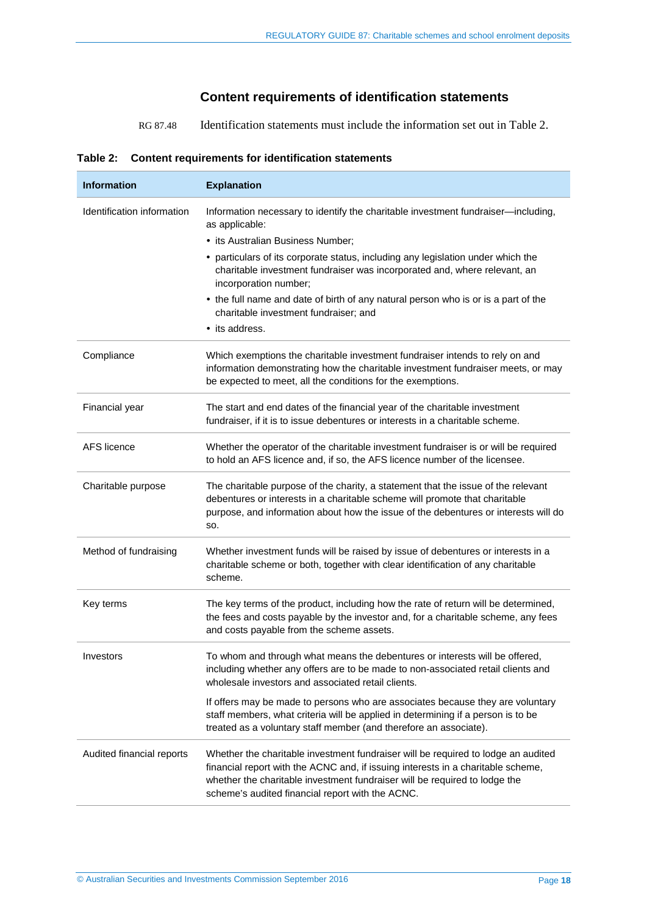## Content requirements of identification statements

RG 87.48 Identification statements must include the information set out in Table 2.

**Table 2: Content requirements for identification statements**

| Information | Explanation |
|---|---|
| Identification information | Information necessary to identify the charitable investment fundraiser—including, as applicable: • its Australian Business Number; • particulars of its corporate status, including any legislation under which the charitable investment fundraiser was incorporated and, where relevant, an incorporation number; • the full name and date of birth of any natural person who is or is a part of the charitable investment fundraiser; and • its address. |
| Compliance | Which exemptions the charitable investment fundraiser intends to rely on and information demonstrating how the charitable investment fundraiser meets, or may be expected to meet, all the conditions for the exemptions. |
| Financial year | The start and end dates of the financial year of the charitable investment fundraiser, if it is to issue debentures or interests in a charitable scheme. |
| AFS licence | Whether the operator of the charitable investment fundraiser is or will be required to hold an AFS licence and, if so, the AFS licence number of the licensee. |
| Charitable purpose | The charitable purpose of the charity, a statement that the issue of the relevant debentures or interests in a charitable scheme will promote that charitable purpose, and information about how the issue of the debentures or interests will do so. |
| Method of fundraising | Whether investment funds will be raised by issue of debentures or interests in a charitable scheme or both, together with clear identification of any charitable scheme. |
| Key terms | The key terms of the product, including how the rate of return will be determined, the fees and costs payable by the investor and, for a charitable scheme, any fees and costs payable from the scheme assets. |
| Investors | To whom and through what means the debentures or interests will be offered, including whether any offers are to be made to non-associated retail clients and wholesale investors and associated retail clients. If offers may be made to persons who are associates because they are voluntary staff members, what criteria will be applied in determining if a person is to be treated as a voluntary staff member (and therefore an associate). |
| Audited financial reports | Whether the charitable investment fundraiser will be required to lodge an audited financial report with the ACNC and, if issuing interests in a charitable scheme, whether the charitable investment fundraiser will be required to lodge the scheme's audited financial report with the ACNC. |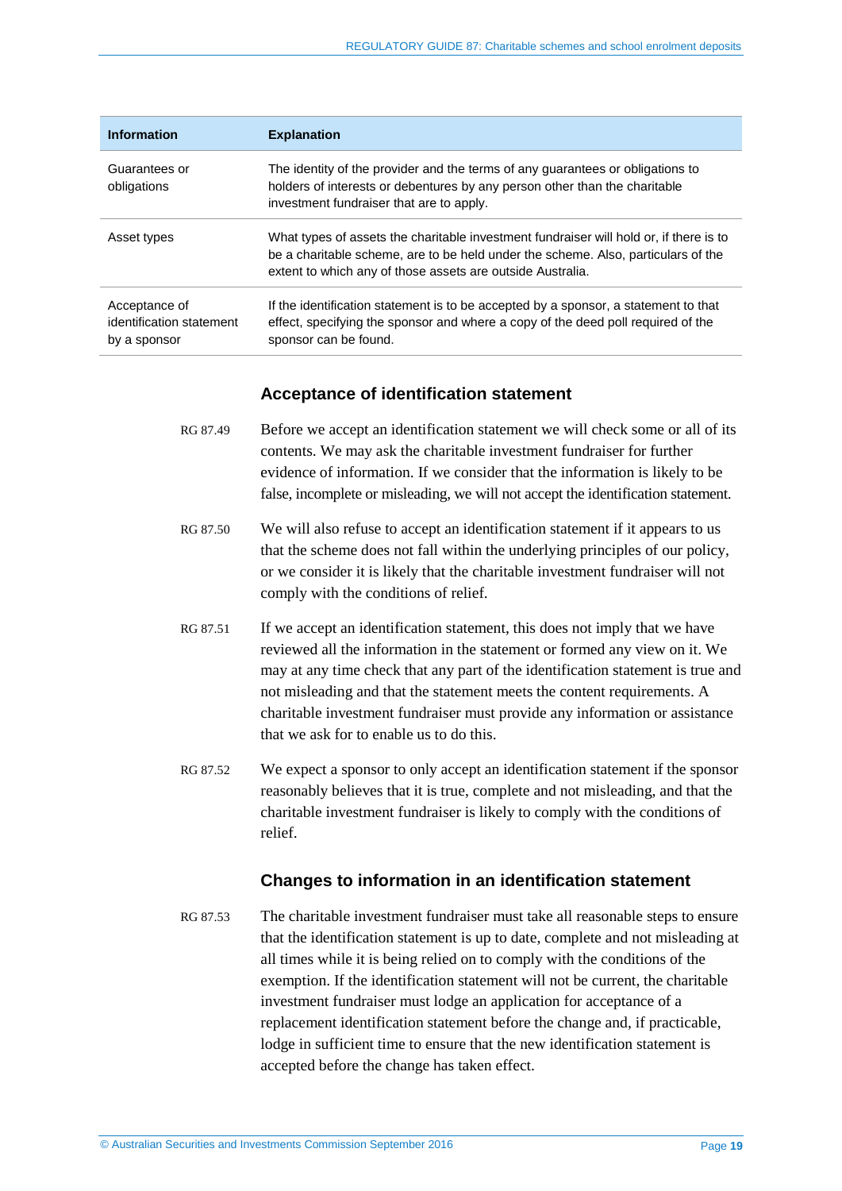| Information | Explanation |
| --- | --- |
| Guarantees or obligations | The identity of the provider and the terms of any guarantees or obligations to holders of interests or debentures by any person other than the charitable investment fundraiser that are to apply. |
| Asset types | What types of assets the charitable investment fundraiser will hold or, if there is to be a charitable scheme, are to be held under the scheme. Also, particulars of the extent to which any of those assets are outside Australia. |
| Acceptance of identification statement by a sponsor | If the identification statement is to be accepted by a sponsor, a statement to that effect, specifying the sponsor and where a copy of the deed poll required of the sponsor can be found. |

### Acceptance of identification statement

RG 87.49 Before we accept an identification statement we will check some or all of its contents. We may ask the charitable investment fundraiser for further evidence of information. If we consider that the information is likely to be false, incomplete or misleading, we will not accept the identification statement.

RG 87.50 We will also refuse to accept an identification statement if it appears to us that the scheme does not fall within the underlying principles of our policy, or we consider it is likely that the charitable investment fundraiser will not comply with the conditions of relief.

RG 87.51 If we accept an identification statement, this does not imply that we have reviewed all the information in the statement or formed any view on it. We may at any time check that any part of the identification statement is true and not misleading and that the statement meets the content requirements. A charitable investment fundraiser must provide any information or assistance that we ask for to enable us to do this.

RG 87.52 We expect a sponsor to only accept an identification statement if the sponsor reasonably believes that it is true, complete and not misleading, and that the charitable investment fundraiser is likely to comply with the conditions of relief.

### Changes to information in an identification statement

RG 87.53 The charitable investment fundraiser must take all reasonable steps to ensure that the identification statement is up to date, complete and not misleading at all times while it is being relied on to comply with the conditions of the exemption. If the identification statement will not be current, the charitable investment fundraiser must lodge an application for acceptance of a replacement identification statement before the change and, if practicable, lodge in sufficient time to ensure that the new identification statement is accepted before the change has taken effect.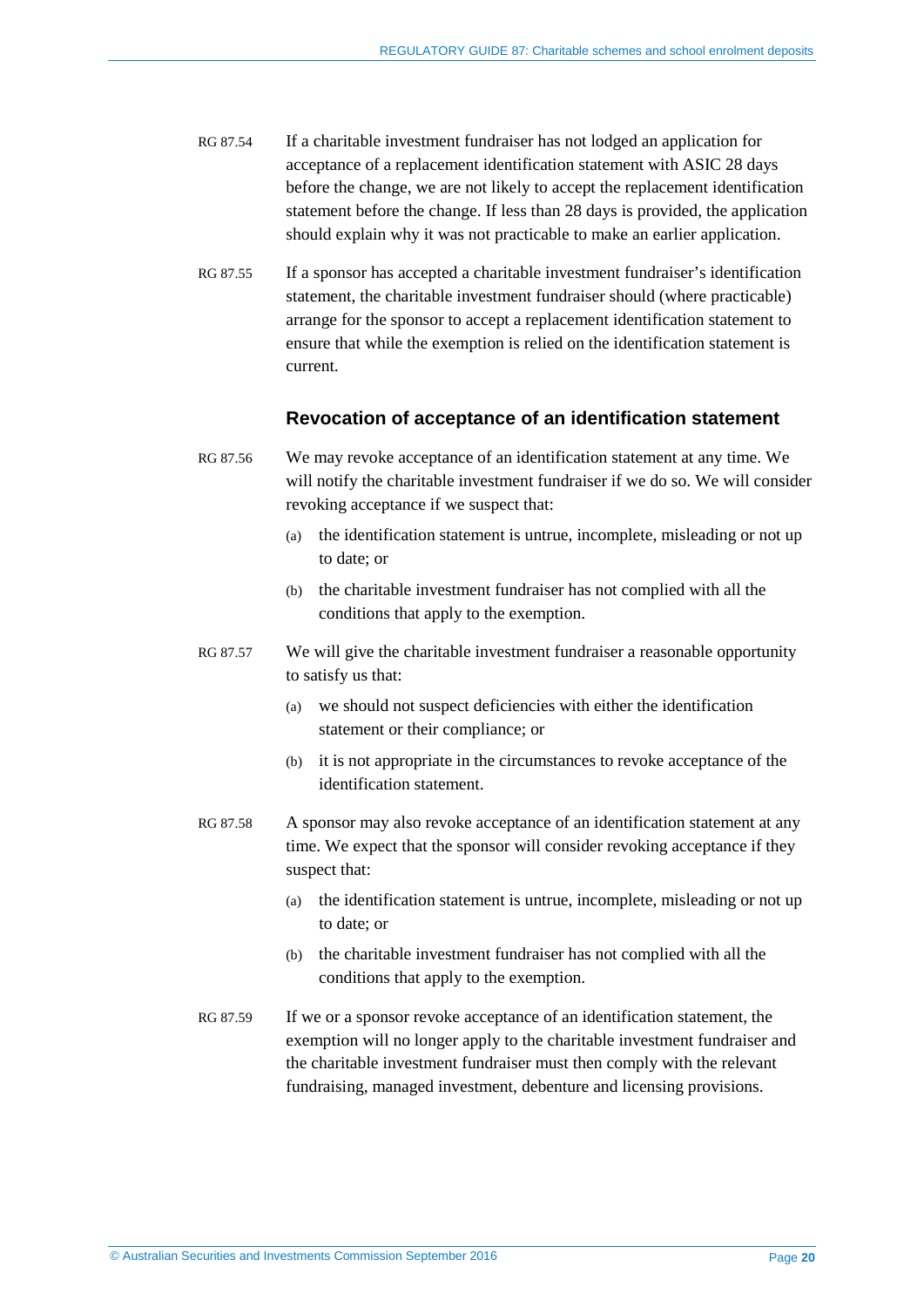RG 87.54 If a charitable investment fundraiser has not lodged an application for acceptance of a replacement identification statement with ASIC 28 days before the change, we are not likely to accept the replacement identification statement before the change. If less than 28 days is provided, the application should explain why it was not practicable to make an earlier application.

RG 87.55 If a sponsor has accepted a charitable investment fundraiser's identification statement, the charitable investment fundraiser should (where practicable) arrange for the sponsor to accept a replacement identification statement to ensure that while the exemption is relied on the identification statement is current.

### Revocation of acceptance of an identification statement

RG 87.56 We may revoke acceptance of an identification statement at any time. We will notify the charitable investment fundraiser if we do so. We will consider revoking acceptance if we suspect that:

(a) the identification statement is untrue, incomplete, misleading or not up to date; or

(b) the charitable investment fundraiser has not complied with all the conditions that apply to the exemption.

RG 87.57 We will give the charitable investment fundraiser a reasonable opportunity to satisfy us that:

(a) we should not suspect deficiencies with either the identification statement or their compliance; or

(b) it is not appropriate in the circumstances to revoke acceptance of the identification statement.

RG 87.58 A sponsor may also revoke acceptance of an identification statement at any time. We expect that the sponsor will consider revoking acceptance if they suspect that:

(a) the identification statement is untrue, incomplete, misleading or not up to date; or

(b) the charitable investment fundraiser has not complied with all the conditions that apply to the exemption.

RG 87.59 If we or a sponsor revoke acceptance of an identification statement, the exemption will no longer apply to the charitable investment fundraiser and the charitable investment fundraiser must then comply with the relevant fundraising, managed investment, debenture and licensing provisions.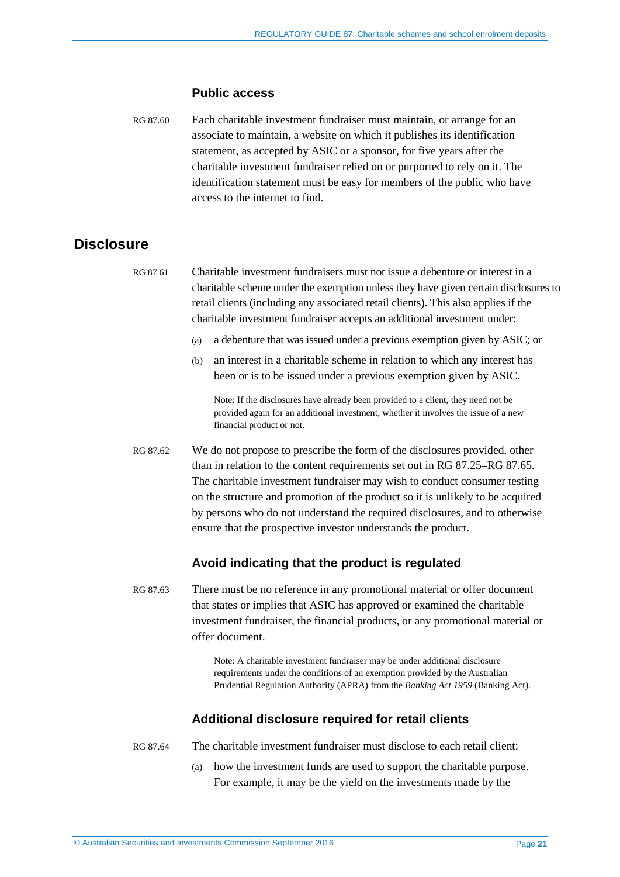### Public access

RG 87.60 Each charitable investment fundraiser must maintain, or arrange for an associate to maintain, a website on which it publishes its identification statement, as accepted by ASIC or a sponsor, for five years after the charitable investment fundraiser relied on or purported to rely on it. The identification statement must be easy for members of the public who have access to the internet to find.

## Disclosure

RG 87.61 Charitable investment fundraisers must not issue a debenture or interest in a charitable scheme under the exemption unless they have given certain disclosures to retail clients (including any associated retail clients). This also applies if the charitable investment fundraiser accepts an additional investment under:

(a) a debenture that was issued under a previous exemption given by ASIC; or

(b) an interest in a charitable scheme in relation to which any interest has been or is to be issued under a previous exemption given by ASIC.

> Note: If the disclosures have already been provided to a client, they need not be provided again for an additional investment, whether it involves the issue of a new financial product or not.

RG 87.62 We do not propose to prescribe the form of the disclosures provided, other than in relation to the content requirements set out in RG 87.25–RG 87.65. The charitable investment fundraiser may wish to conduct consumer testing on the structure and promotion of the product so it is unlikely to be acquired by persons who do not understand the required disclosures, and to otherwise ensure that the prospective investor understands the product.

### Avoid indicating that the product is regulated

RG 87.63 There must be no reference in any promotional material or offer document that states or implies that ASIC has approved or examined the charitable investment fundraiser, the financial products, or any promotional material or offer document.

> Note: A charitable investment fundraiser may be under additional disclosure requirements under the conditions of an exemption provided by the Australian Prudential Regulation Authority (APRA) from the *Banking Act 1959* (Banking Act).

### Additional disclosure required for retail clients

RG 87.64 The charitable investment fundraiser must disclose to each retail client:

(a) how the investment funds are used to support the charitable purpose. For example, it may be the yield on the investments made by the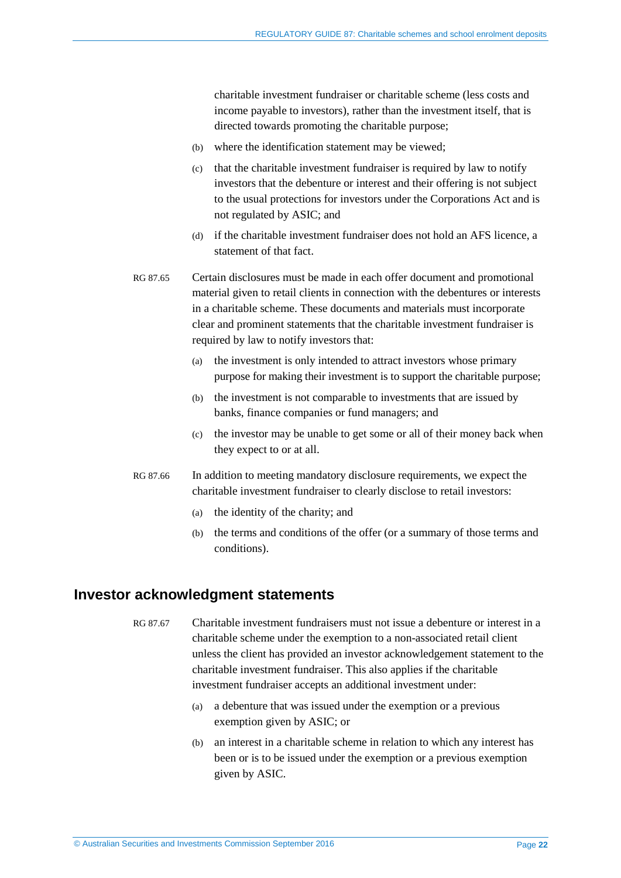charitable investment fundraiser or charitable scheme (less costs and income payable to investors), rather than the investment itself, that is directed towards promoting the charitable purpose;

(b) where the identification statement may be viewed;

(c) that the charitable investment fundraiser is required by law to notify investors that the debenture or interest and their offering is not subject to the usual protections for investors under the Corporations Act and is not regulated by ASIC; and

(d) if the charitable investment fundraiser does not hold an AFS licence, a statement of that fact.

RG 87.65 Certain disclosures must be made in each offer document and promotional material given to retail clients in connection with the debentures or interests in a charitable scheme. These documents and materials must incorporate clear and prominent statements that the charitable investment fundraiser is required by law to notify investors that:

(a) the investment is only intended to attract investors whose primary purpose for making their investment is to support the charitable purpose;

(b) the investment is not comparable to investments that are issued by banks, finance companies or fund managers; and

(c) the investor may be unable to get some or all of their money back when they expect to or at all.

RG 87.66 In addition to meeting mandatory disclosure requirements, we expect the charitable investment fundraiser to clearly disclose to retail investors:

(a) the identity of the charity; and

(b) the terms and conditions of the offer (or a summary of those terms and conditions).

## Investor acknowledgment statements

RG 87.67 Charitable investment fundraisers must not issue a debenture or interest in a charitable scheme under the exemption to a non-associated retail client unless the client has provided an investor acknowledgement statement to the charitable investment fundraiser. This also applies if the charitable investment fundraiser accepts an additional investment under:

(a) a debenture that was issued under the exemption or a previous exemption given by ASIC; or

(b) an interest in a charitable scheme in relation to which any interest has been or is to be issued under the exemption or a previous exemption given by ASIC.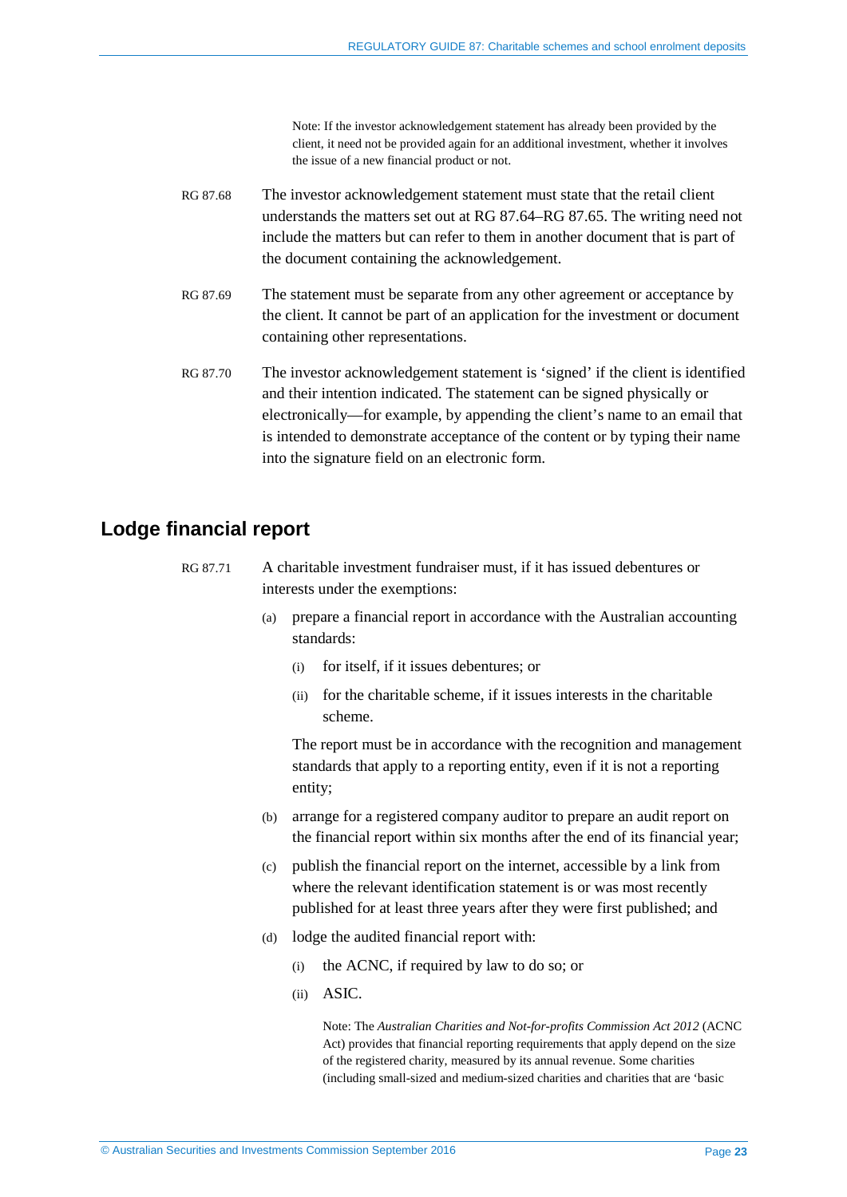Note: If the investor acknowledgement statement has already been provided by the client, it need not be provided again for an additional investment, whether it involves the issue of a new financial product or not.

RG 87.68 The investor acknowledgement statement must state that the retail client understands the matters set out at RG 87.64–RG 87.65. The writing need not include the matters but can refer to them in another document that is part of the document containing the acknowledgement.

RG 87.69 The statement must be separate from any other agreement or acceptance by the client. It cannot be part of an application for the investment or document containing other representations.

RG 87.70 The investor acknowledgement statement is 'signed' if the client is identified and their intention indicated. The statement can be signed physically or electronically—for example, by appending the client's name to an email that is intended to demonstrate acceptance of the content or by typing their name into the signature field on an electronic form.

## Lodge financial report

RG 87.71 A charitable investment fundraiser must, if it has issued debentures or interests under the exemptions:

(a) prepare a financial report in accordance with the Australian accounting standards:

   (i) for itself, if it issues debentures; or

   (ii) for the charitable scheme, if it issues interests in the charitable scheme.

   The report must be in accordance with the recognition and management standards that apply to a reporting entity, even if it is not a reporting entity;

(b) arrange for a registered company auditor to prepare an audit report on the financial report within six months after the end of its financial year;

(c) publish the financial report on the internet, accessible by a link from where the relevant identification statement is or was most recently published for at least three years after they were first published; and

(d) lodge the audited financial report with:

   (i) the ACNC, if required by law to do so; or

   (ii) ASIC.

   Note: The *Australian Charities and Not-for-profits Commission Act 2012* (ACNC Act) provides that financial reporting requirements that apply depend on the size of the registered charity, measured by its annual revenue. Some charities (including small-sized and medium-sized charities and charities that are 'basic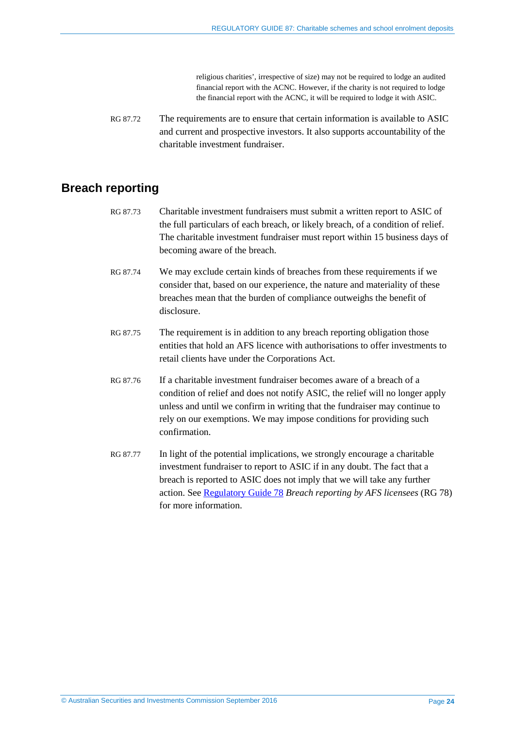religious charities', irrespective of size) may not be required to lodge an audited financial report with the ACNC. However, if the charity is not required to lodge the financial report with the ACNC, it will be required to lodge it with ASIC.

RG 87.72 The requirements are to ensure that certain information is available to ASIC and current and prospective investors. It also supports accountability of the charitable investment fundraiser.

## Breach reporting

RG 87.73 Charitable investment fundraisers must submit a written report to ASIC of the full particulars of each breach, or likely breach, of a condition of relief. The charitable investment fundraiser must report within 15 business days of becoming aware of the breach.

RG 87.74 We may exclude certain kinds of breaches from these requirements if we consider that, based on our experience, the nature and materiality of these breaches mean that the burden of compliance outweighs the benefit of disclosure.

RG 87.75 The requirement is in addition to any breach reporting obligation those entities that hold an AFS licence with authorisations to offer investments to retail clients have under the Corporations Act.

RG 87.76 If a charitable investment fundraiser becomes aware of a breach of a condition of relief and does not notify ASIC, the relief will no longer apply unless and until we confirm in writing that the fundraiser may continue to rely on our exemptions. We may impose conditions for providing such confirmation.

RG 87.77 In light of the potential implications, we strongly encourage a charitable investment fundraiser to report to ASIC if in any doubt. The fact that a breach is reported to ASIC does not imply that we will take any further action. See Regulatory Guide 78 *Breach reporting by AFS licensees* (RG 78) for more information.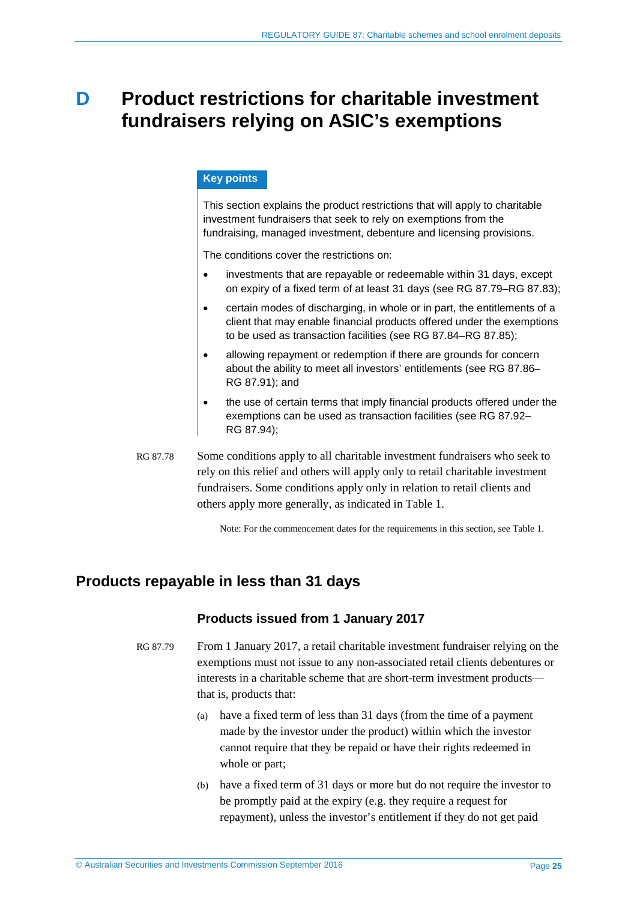# D Product restrictions for charitable investment fundraisers relying on ASIC's exemptions

**Key points**

This section explains the product restrictions that will apply to charitable investment fundraisers that seek to rely on exemptions from the fundraising, managed investment, debenture and licensing provisions.

The conditions cover the restrictions on:

- investments that are repayable or redeemable within 31 days, except on expiry of a fixed term of at least 31 days (see RG 87.79–RG 87.83);
- certain modes of discharging, in whole or in part, the entitlements of a client that may enable financial products offered under the exemptions to be used as transaction facilities (see RG 87.84–RG 87.85);
- allowing repayment or redemption if there are grounds for concern about the ability to meet all investors' entitlements (see RG 87.86–RG 87.91); and
- the use of certain terms that imply financial products offered under the exemptions can be used as transaction facilities (see RG 87.92–RG 87.94);

RG 87.78 Some conditions apply to all charitable investment fundraisers who seek to rely on this relief and others will apply only to retail charitable investment fundraisers. Some conditions apply only in relation to retail clients and others apply more generally, as indicated in Table 1.

Note: For the commencement dates for the requirements in this section, see Table 1.

## Products repayable in less than 31 days

### Products issued from 1 January 2017

RG 87.79 From 1 January 2017, a retail charitable investment fundraiser relying on the exemptions must not issue to any non-associated retail clients debentures or interests in a charitable scheme that are short-term investment products—that is, products that:

(a) have a fixed term of less than 31 days (from the time of a payment made by the investor under the product) within which the investor cannot require that they be repaid or have their rights redeemed in whole or part;

(b) have a fixed term of 31 days or more but do not require the investor to be promptly paid at the expiry (e.g. they require a request for repayment), unless the investor's entitlement if they do not get paid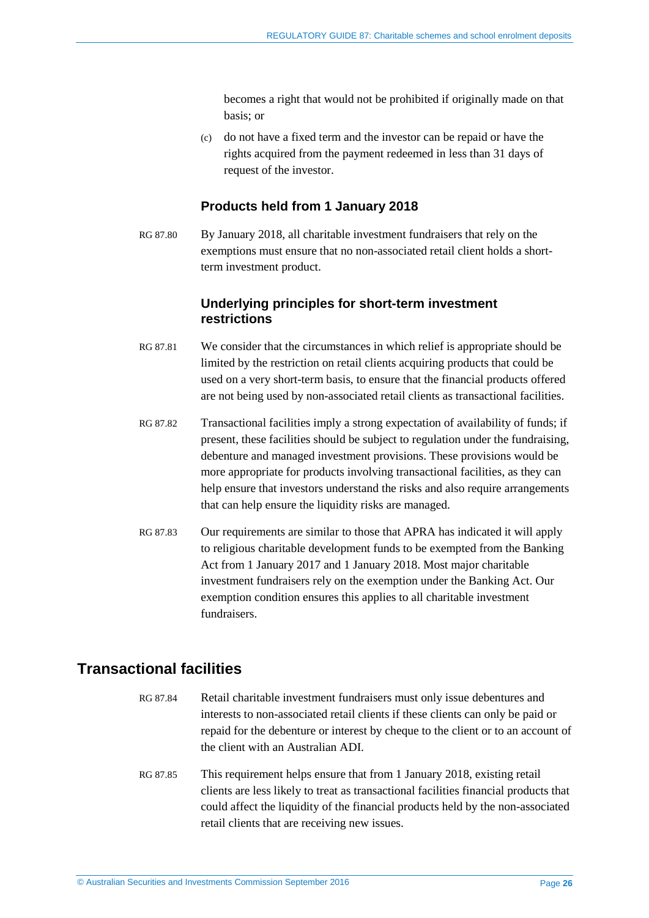becomes a right that would not be prohibited if originally made on that basis; or

(c) do not have a fixed term and the investor can be repaid or have the rights acquired from the payment redeemed in less than 31 days of request of the investor.

### Products held from 1 January 2018

RG 87.80 By January 2018, all charitable investment fundraisers that rely on the exemptions must ensure that no non-associated retail client holds a short-term investment product.

### Underlying principles for short-term investment restrictions

RG 87.81 We consider that the circumstances in which relief is appropriate should be limited by the restriction on retail clients acquiring products that could be used on a very short-term basis, to ensure that the financial products offered are not being used by non-associated retail clients as transactional facilities.

RG 87.82 Transactional facilities imply a strong expectation of availability of funds; if present, these facilities should be subject to regulation under the fundraising, debenture and managed investment provisions. These provisions would be more appropriate for products involving transactional facilities, as they can help ensure that investors understand the risks and also require arrangements that can help ensure the liquidity risks are managed.

RG 87.83 Our requirements are similar to those that APRA has indicated it will apply to religious charitable development funds to be exempted from the Banking Act from 1 January 2017 and 1 January 2018. Most major charitable investment fundraisers rely on the exemption under the Banking Act. Our exemption condition ensures this applies to all charitable investment fundraisers.

## Transactional facilities

RG 87.84 Retail charitable investment fundraisers must only issue debentures and interests to non-associated retail clients if these clients can only be paid or repaid for the debenture or interest by cheque to the client or to an account of the client with an Australian ADI.

RG 87.85 This requirement helps ensure that from 1 January 2018, existing retail clients are less likely to treat as transactional facilities financial products that could affect the liquidity of the financial products held by the non-associated retail clients that are receiving new issues.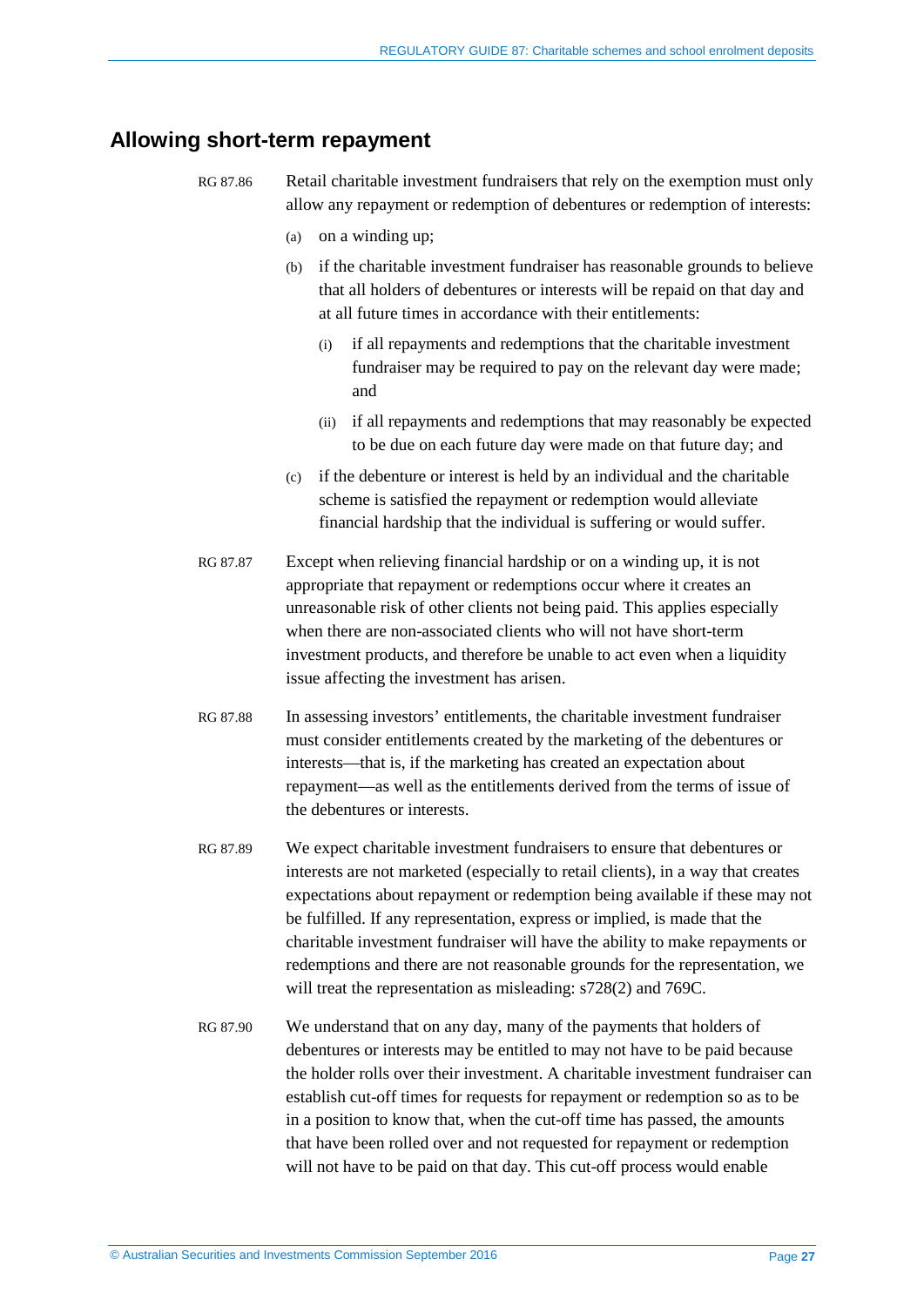## Allowing short-term repayment

RG 87.86 Retail charitable investment fundraisers that rely on the exemption must only allow any repayment or redemption of debentures or redemption of interests:

- (a) on a winding up;
- (b) if the charitable investment fundraiser has reasonable grounds to believe that all holders of debentures or interests will be repaid on that day and at all future times in accordance with their entitlements:
  - (i) if all repayments and redemptions that the charitable investment fundraiser may be required to pay on the relevant day were made; and
  - (ii) if all repayments and redemptions that may reasonably be expected to be due on each future day were made on that future day; and
- (c) if the debenture or interest is held by an individual and the charitable scheme is satisfied the repayment or redemption would alleviate financial hardship that the individual is suffering or would suffer.

RG 87.87 Except when relieving financial hardship or on a winding up, it is not appropriate that repayment or redemptions occur where it creates an unreasonable risk of other clients not being paid. This applies especially when there are non-associated clients who will not have short-term investment products, and therefore be unable to act even when a liquidity issue affecting the investment has arisen.

RG 87.88 In assessing investors' entitlements, the charitable investment fundraiser must consider entitlements created by the marketing of the debentures or interests—that is, if the marketing has created an expectation about repayment—as well as the entitlements derived from the terms of issue of the debentures or interests.

RG 87.89 We expect charitable investment fundraisers to ensure that debentures or interests are not marketed (especially to retail clients), in a way that creates expectations about repayment or redemption being available if these may not be fulfilled. If any representation, express or implied, is made that the charitable investment fundraiser will have the ability to make repayments or redemptions and there are not reasonable grounds for the representation, we will treat the representation as misleading: s728(2) and 769C.

RG 87.90 We understand that on any day, many of the payments that holders of debentures or interests may be entitled to may not have to be paid because the holder rolls over their investment. A charitable investment fundraiser can establish cut-off times for requests for repayment or redemption so as to be in a position to know that, when the cut-off time has passed, the amounts that have been rolled over and not requested for repayment or redemption will not have to be paid on that day. This cut-off process would enable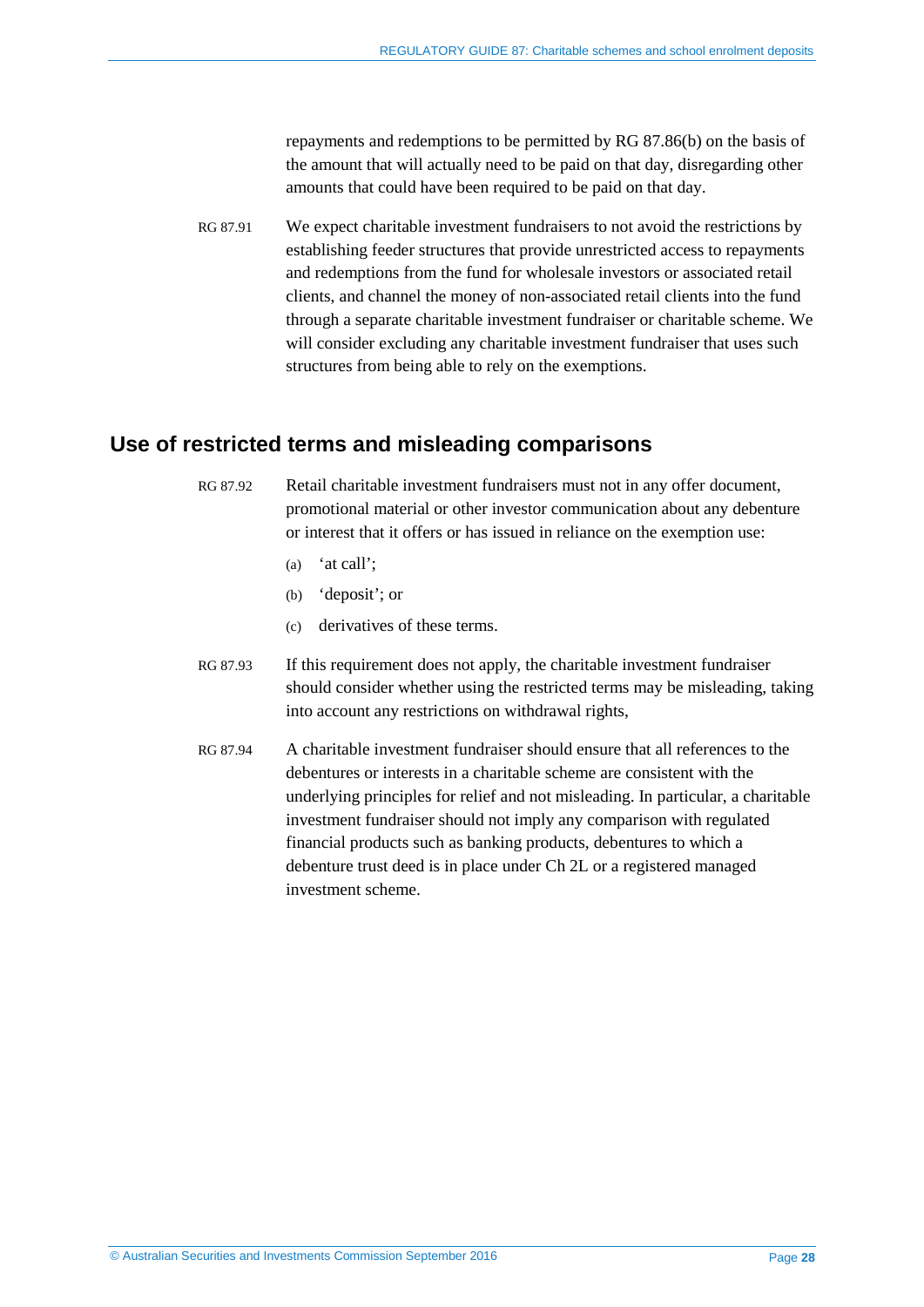repayments and redemptions to be permitted by RG 87.86(b) on the basis of the amount that will actually need to be paid on that day, disregarding other amounts that could have been required to be paid on that day.

RG 87.91 We expect charitable investment fundraisers to not avoid the restrictions by establishing feeder structures that provide unrestricted access to repayments and redemptions from the fund for wholesale investors or associated retail clients, and channel the money of non-associated retail clients into the fund through a separate charitable investment fundraiser or charitable scheme. We will consider excluding any charitable investment fundraiser that uses such structures from being able to rely on the exemptions.

## Use of restricted terms and misleading comparisons

RG 87.92 Retail charitable investment fundraisers must not in any offer document, promotional material or other investor communication about any debenture or interest that it offers or has issued in reliance on the exemption use:

(a) 'at call';

(b) 'deposit'; or

(c) derivatives of these terms.

RG 87.93 If this requirement does not apply, the charitable investment fundraiser should consider whether using the restricted terms may be misleading, taking into account any restrictions on withdrawal rights,

RG 87.94 A charitable investment fundraiser should ensure that all references to the debentures or interests in a charitable scheme are consistent with the underlying principles for relief and not misleading. In particular, a charitable investment fundraiser should not imply any comparison with regulated financial products such as banking products, debentures to which a debenture trust deed is in place under Ch 2L or a registered managed investment scheme.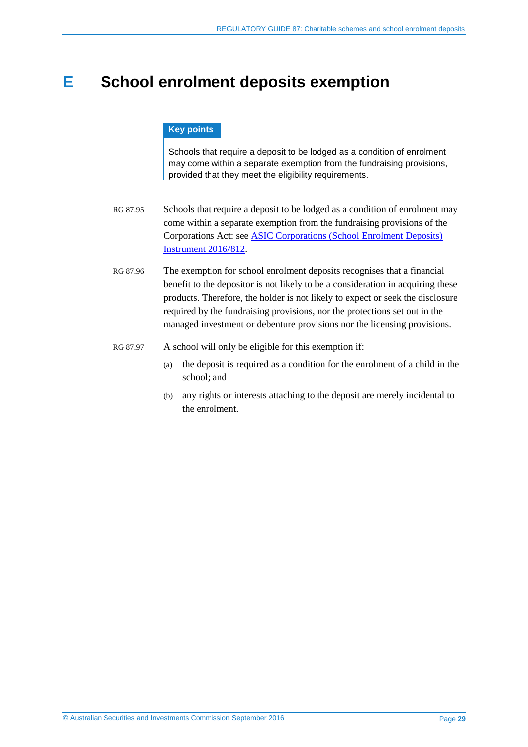# E School enrolment deposits exemption

**Key points**

Schools that require a deposit to be lodged as a condition of enrolment may come within a separate exemption from the fundraising provisions, provided that they meet the eligibility requirements.

RG 87.95 Schools that require a deposit to be lodged as a condition of enrolment may come within a separate exemption from the fundraising provisions of the Corporations Act: see ASIC Corporations (School Enrolment Deposits) Instrument 2016/812.

RG 87.96 The exemption for school enrolment deposits recognises that a financial benefit to the depositor is not likely to be a consideration in acquiring these products. Therefore, the holder is not likely to expect or seek the disclosure required by the fundraising provisions, nor the protections set out in the managed investment or debenture provisions nor the licensing provisions.

RG 87.97 A school will only be eligible for this exemption if:

(a) the deposit is required as a condition for the enrolment of a child in the school; and

(b) any rights or interests attaching to the deposit are merely incidental to the enrolment.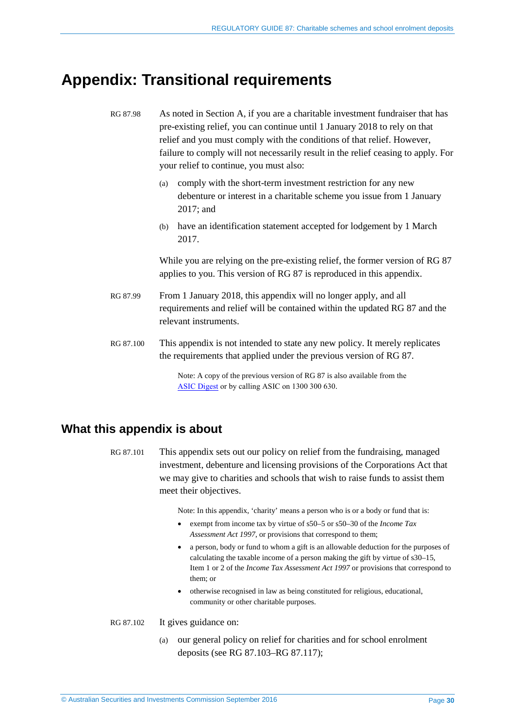# Appendix: Transitional requirements

RG 87.98 As noted in Section A, if you are a charitable investment fundraiser that has pre-existing relief, you can continue until 1 January 2018 to rely on that relief and you must comply with the conditions of that relief. However, failure to comply will not necessarily result in the relief ceasing to apply. For your relief to continue, you must also:

(a) comply with the short-term investment restriction for any new debenture or interest in a charitable scheme you issue from 1 January 2017; and

(b) have an identification statement accepted for lodgement by 1 March 2017.

While you are relying on the pre-existing relief, the former version of RG 87 applies to you. This version of RG 87 is reproduced in this appendix.

RG 87.99 From 1 January 2018, this appendix will no longer apply, and all requirements and relief will be contained within the updated RG 87 and the relevant instruments.

RG 87.100 This appendix is not intended to state any new policy. It merely replicates the requirements that applied under the previous version of RG 87.

> Note: A copy of the previous version of RG 87 is also available from the ASIC Digest or by calling ASIC on 1300 300 630.

## What this appendix is about

RG 87.101 This appendix sets out our policy on relief from the fundraising, managed investment, debenture and licensing provisions of the Corporations Act that we may give to charities and schools that wish to raise funds to assist them meet their objectives.

> Note: In this appendix, 'charity' means a person who is or a body or fund that is:
>
> - exempt from income tax by virtue of s50–5 or s50–30 of the *Income Tax Assessment Act 1997*, or provisions that correspond to them;
> - a person, body or fund to whom a gift is an allowable deduction for the purposes of calculating the taxable income of a person making the gift by virtue of s30–15, Item 1 or 2 of the *Income Tax Assessment Act 1997* or provisions that correspond to them; or
> - otherwise recognised in law as being constituted for religious, educational, community or other charitable purposes.

RG 87.102 It gives guidance on:

(a) our general policy on relief for charities and for school enrolment deposits (see RG 87.103–RG 87.117);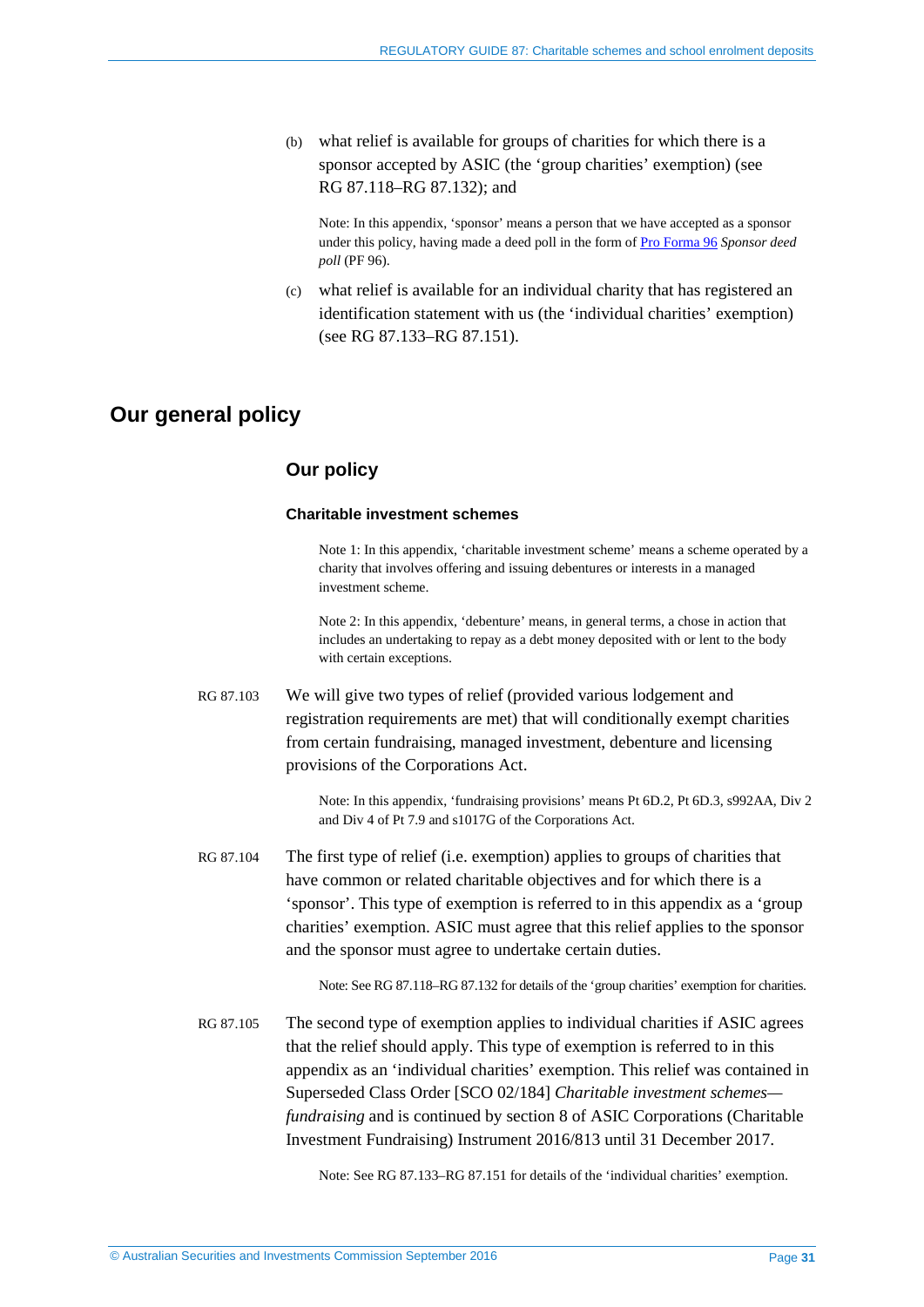(b) what relief is available for groups of charities for which there is a sponsor accepted by ASIC (the 'group charities' exemption) (see RG 87.118–RG 87.132); and

Note: In this appendix, 'sponsor' means a person that we have accepted as a sponsor under this policy, having made a deed poll in the form of Pro Forma 96 *Sponsor deed poll* (PF 96).

(c) what relief is available for an individual charity that has registered an identification statement with us (the 'individual charities' exemption) (see RG 87.133–RG 87.151).

## Our general policy

### Our policy

#### Charitable investment schemes

Note 1: In this appendix, 'charitable investment scheme' means a scheme operated by a charity that involves offering and issuing debentures or interests in a managed investment scheme.

Note 2: In this appendix, 'debenture' means, in general terms, a chose in action that includes an undertaking to repay as a debt money deposited with or lent to the body with certain exceptions.

RG 87.103 We will give two types of relief (provided various lodgement and registration requirements are met) that will conditionally exempt charities from certain fundraising, managed investment, debenture and licensing provisions of the Corporations Act.

Note: In this appendix, 'fundraising provisions' means Pt 6D.2, Pt 6D.3, s992AA, Div 2 and Div 4 of Pt 7.9 and s1017G of the Corporations Act.

RG 87.104 The first type of relief (i.e. exemption) applies to groups of charities that have common or related charitable objectives and for which there is a 'sponsor'. This type of exemption is referred to in this appendix as a 'group charities' exemption. ASIC must agree that this relief applies to the sponsor and the sponsor must agree to undertake certain duties.

Note: See RG 87.118–RG 87.132 for details of the 'group charities' exemption for charities.

RG 87.105 The second type of exemption applies to individual charities if ASIC agrees that the relief should apply. This type of exemption is referred to in this appendix as an 'individual charities' exemption. This relief was contained in Superseded Class Order [SCO 02/184] *Charitable investment schemes—fundraising* and is continued by section 8 of ASIC Corporations (Charitable Investment Fundraising) Instrument 2016/813 until 31 December 2017.

Note: See RG 87.133–RG 87.151 for details of the 'individual charities' exemption.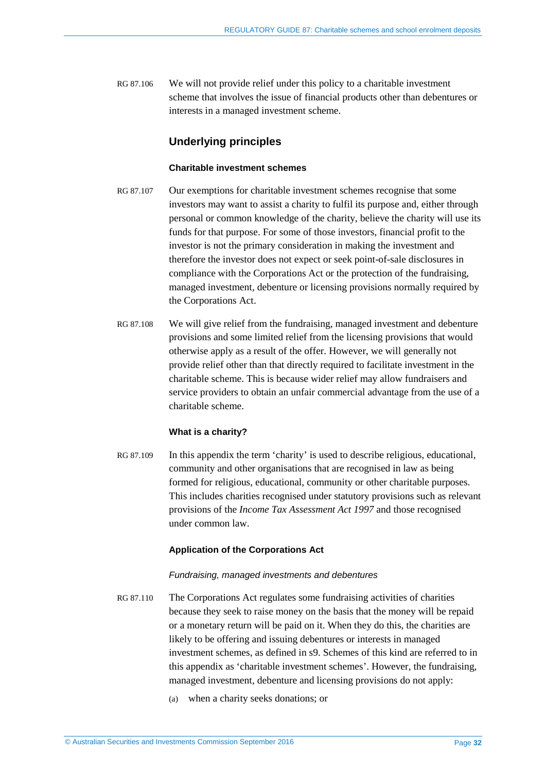RG 87.106 We will not provide relief under this policy to a charitable investment scheme that involves the issue of financial products other than debentures or interests in a managed investment scheme.

## Underlying principles

### Charitable investment schemes

RG 87.107 Our exemptions for charitable investment schemes recognise that some investors may want to assist a charity to fulfil its purpose and, either through personal or common knowledge of the charity, believe the charity will use its funds for that purpose. For some of those investors, financial profit to the investor is not the primary consideration in making the investment and therefore the investor does not expect or seek point-of-sale disclosures in compliance with the Corporations Act or the protection of the fundraising, managed investment, debenture or licensing provisions normally required by the Corporations Act.

RG 87.108 We will give relief from the fundraising, managed investment and debenture provisions and some limited relief from the licensing provisions that would otherwise apply as a result of the offer. However, we will generally not provide relief other than that directly required to facilitate investment in the charitable scheme. This is because wider relief may allow fundraisers and service providers to obtain an unfair commercial advantage from the use of a charitable scheme.

### What is a charity?

RG 87.109 In this appendix the term 'charity' is used to describe religious, educational, community and other organisations that are recognised in law as being formed for religious, educational, community or other charitable purposes. This includes charities recognised under statutory provisions such as relevant provisions of the *Income Tax Assessment Act 1997* and those recognised under common law.

### Application of the Corporations Act

*Fundraising, managed investments and debentures*

RG 87.110 The Corporations Act regulates some fundraising activities of charities because they seek to raise money on the basis that the money will be repaid or a monetary return will be paid on it. When they do this, the charities are likely to be offering and issuing debentures or interests in managed investment schemes, as defined in s9. Schemes of this kind are referred to in this appendix as 'charitable investment schemes'. However, the fundraising, managed investment, debenture and licensing provisions do not apply:

(a) when a charity seeks donations; or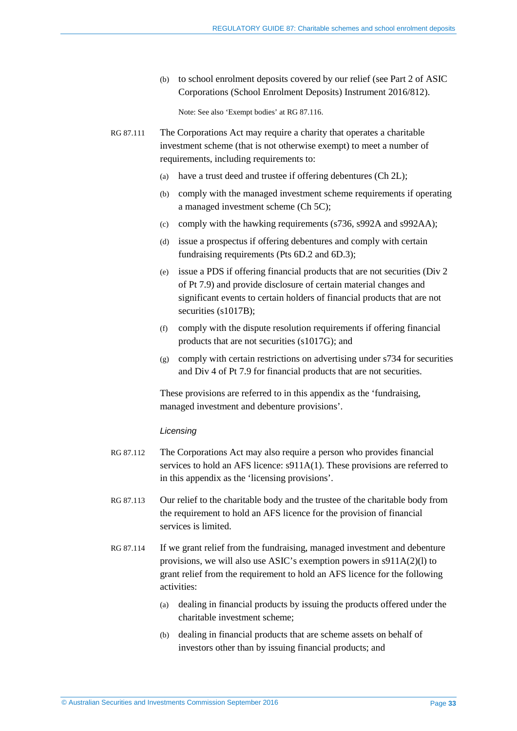(b) to school enrolment deposits covered by our relief (see Part 2 of ASIC Corporations (School Enrolment Deposits) Instrument 2016/812).

Note: See also 'Exempt bodies' at RG 87.116.

RG 87.111 The Corporations Act may require a charity that operates a charitable investment scheme (that is not otherwise exempt) to meet a number of requirements, including requirements to:

(a) have a trust deed and trustee if offering debentures (Ch 2L);

(b) comply with the managed investment scheme requirements if operating a managed investment scheme (Ch 5C);

(c) comply with the hawking requirements (s736, s992A and s992AA);

(d) issue a prospectus if offering debentures and comply with certain fundraising requirements (Pts 6D.2 and 6D.3);

(e) issue a PDS if offering financial products that are not securities (Div 2 of Pt 7.9) and provide disclosure of certain material changes and significant events to certain holders of financial products that are not securities (s1017B);

(f) comply with the dispute resolution requirements if offering financial products that are not securities (s1017G); and

(g) comply with certain restrictions on advertising under s734 for securities and Div 4 of Pt 7.9 for financial products that are not securities.

These provisions are referred to in this appendix as the 'fundraising, managed investment and debenture provisions'.

*Licensing*

RG 87.112 The Corporations Act may also require a person who provides financial services to hold an AFS licence: s911A(1). These provisions are referred to in this appendix as the 'licensing provisions'.

RG 87.113 Our relief to the charitable body and the trustee of the charitable body from the requirement to hold an AFS licence for the provision of financial services is limited.

RG 87.114 If we grant relief from the fundraising, managed investment and debenture provisions, we will also use ASIC's exemption powers in s911A(2)(l) to grant relief from the requirement to hold an AFS licence for the following activities:

(a) dealing in financial products by issuing the products offered under the charitable investment scheme;

(b) dealing in financial products that are scheme assets on behalf of investors other than by issuing financial products; and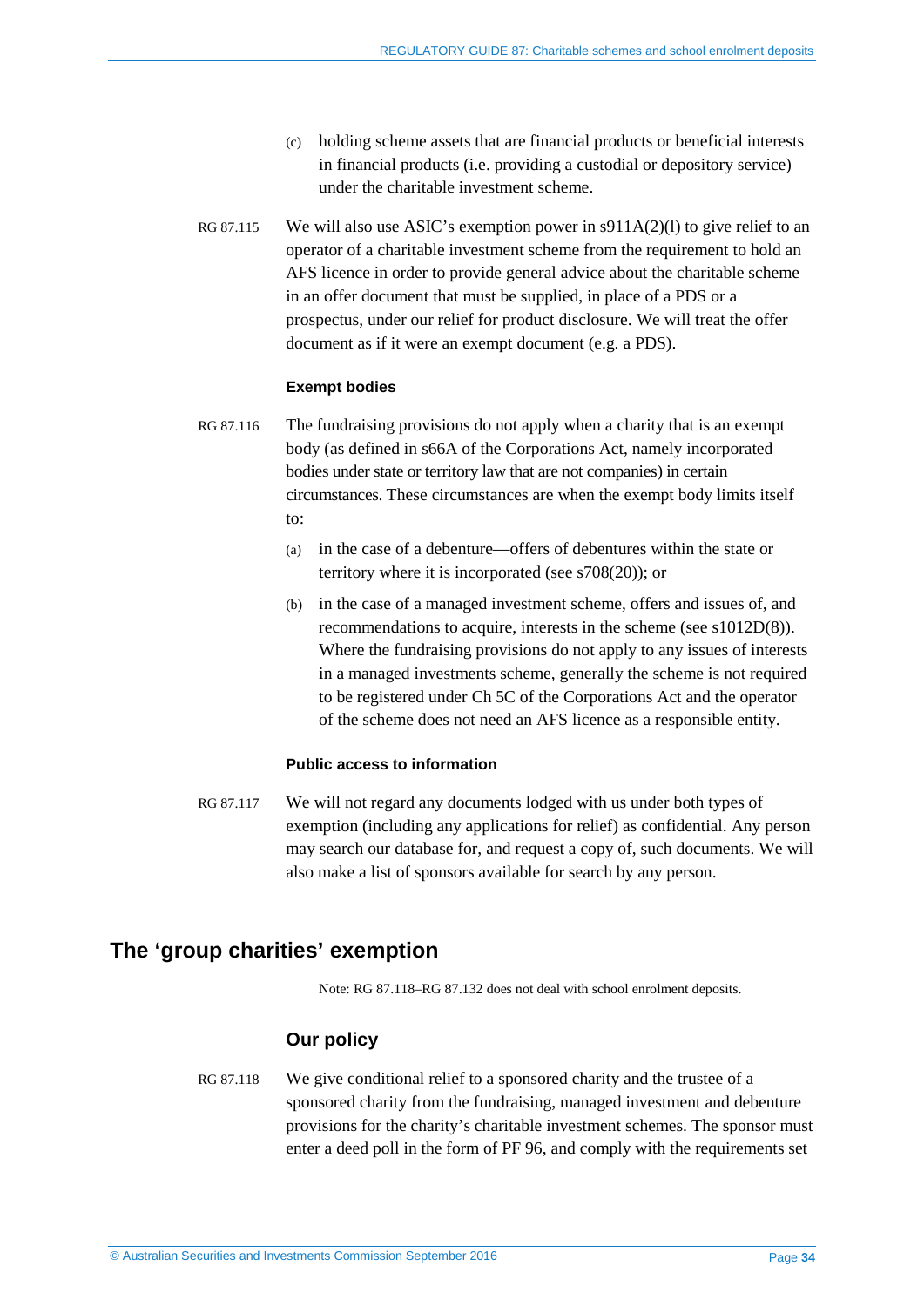(c) holding scheme assets that are financial products or beneficial interests in financial products (i.e. providing a custodial or depository service) under the charitable investment scheme.

RG 87.115 We will also use ASIC's exemption power in s911A(2)(l) to give relief to an operator of a charitable investment scheme from the requirement to hold an AFS licence in order to provide general advice about the charitable scheme in an offer document that must be supplied, in place of a PDS or a prospectus, under our relief for product disclosure. We will treat the offer document as if it were an exempt document (e.g. a PDS).

#### Exempt bodies

RG 87.116 The fundraising provisions do not apply when a charity that is an exempt body (as defined in s66A of the Corporations Act, namely incorporated bodies under state or territory law that are not companies) in certain circumstances. These circumstances are when the exempt body limits itself to:

(a) in the case of a debenture—offers of debentures within the state or territory where it is incorporated (see s708(20)); or

(b) in the case of a managed investment scheme, offers and issues of, and recommendations to acquire, interests in the scheme (see s1012D(8)). Where the fundraising provisions do not apply to any issues of interests in a managed investments scheme, generally the scheme is not required to be registered under Ch 5C of the Corporations Act and the operator of the scheme does not need an AFS licence as a responsible entity.

#### Public access to information

RG 87.117 We will not regard any documents lodged with us under both types of exemption (including any applications for relief) as confidential. Any person may search our database for, and request a copy of, such documents. We will also make a list of sponsors available for search by any person.

## The 'group charities' exemption

Note: RG 87.118–RG 87.132 does not deal with school enrolment deposits.

### Our policy

RG 87.118 We give conditional relief to a sponsored charity and the trustee of a sponsored charity from the fundraising, managed investment and debenture provisions for the charity's charitable investment schemes. The sponsor must enter a deed poll in the form of PF 96, and comply with the requirements set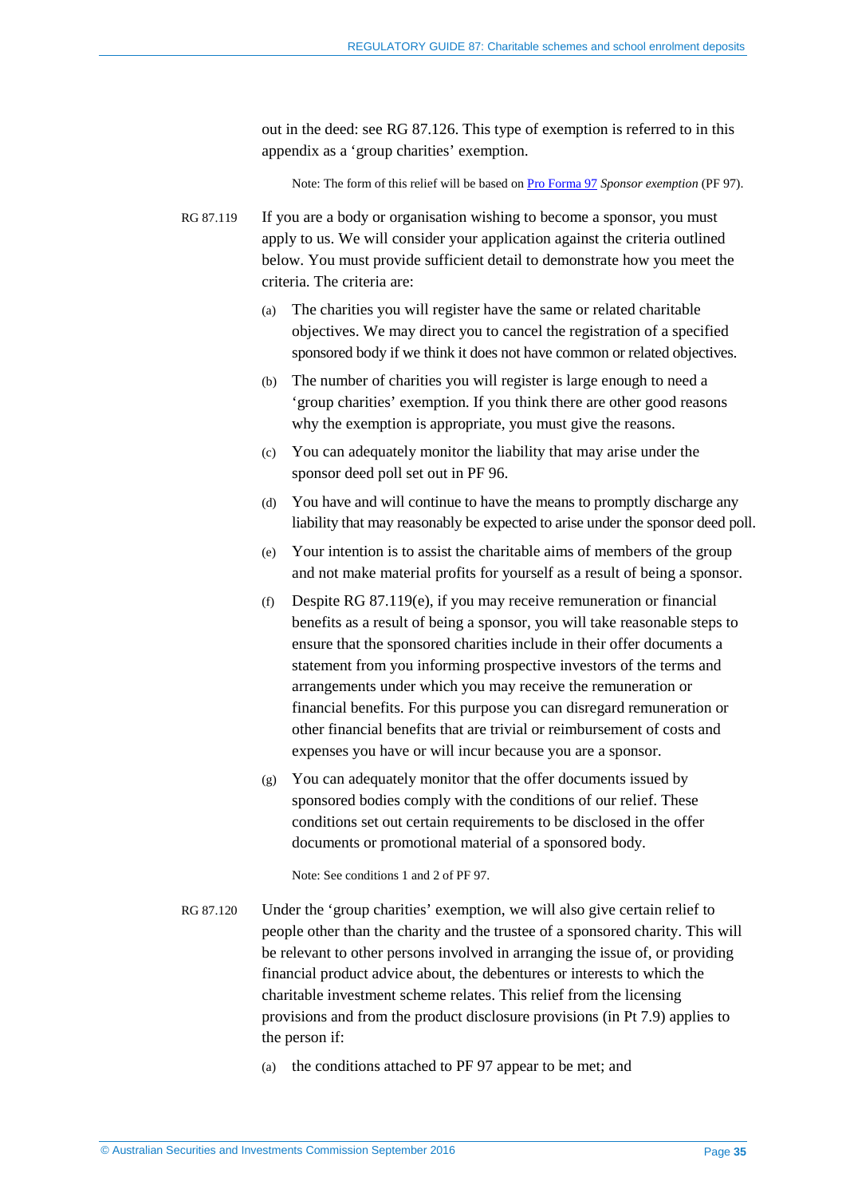out in the deed: see RG 87.126. This type of exemption is referred to in this appendix as a 'group charities' exemption.

Note: The form of this relief will be based on Pro Forma 97 *Sponsor exemption* (PF 97).

RG 87.119 If you are a body or organisation wishing to become a sponsor, you must apply to us. We will consider your application against the criteria outlined below. You must provide sufficient detail to demonstrate how you meet the criteria. The criteria are:

(a) The charities you will register have the same or related charitable objectives. We may direct you to cancel the registration of a specified sponsored body if we think it does not have common or related objectives.

(b) The number of charities you will register is large enough to need a 'group charities' exemption. If you think there are other good reasons why the exemption is appropriate, you must give the reasons.

(c) You can adequately monitor the liability that may arise under the sponsor deed poll set out in PF 96.

(d) You have and will continue to have the means to promptly discharge any liability that may reasonably be expected to arise under the sponsor deed poll.

(e) Your intention is to assist the charitable aims of members of the group and not make material profits for yourself as a result of being a sponsor.

(f) Despite RG 87.119(e), if you may receive remuneration or financial benefits as a result of being a sponsor, you will take reasonable steps to ensure that the sponsored charities include in their offer documents a statement from you informing prospective investors of the terms and arrangements under which you may receive the remuneration or financial benefits. For this purpose you can disregard remuneration or other financial benefits that are trivial or reimbursement of costs and expenses you have or will incur because you are a sponsor.

(g) You can adequately monitor that the offer documents issued by sponsored bodies comply with the conditions of our relief. These conditions set out certain requirements to be disclosed in the offer documents or promotional material of a sponsored body.

Note: See conditions 1 and 2 of PF 97.

RG 87.120 Under the 'group charities' exemption, we will also give certain relief to people other than the charity and the trustee of a sponsored charity. This will be relevant to other persons involved in arranging the issue of, or providing financial product advice about, the debentures or interests to which the charitable investment scheme relates. This relief from the licensing provisions and from the product disclosure provisions (in Pt 7.9) applies to the person if:

(a) the conditions attached to PF 97 appear to be met; and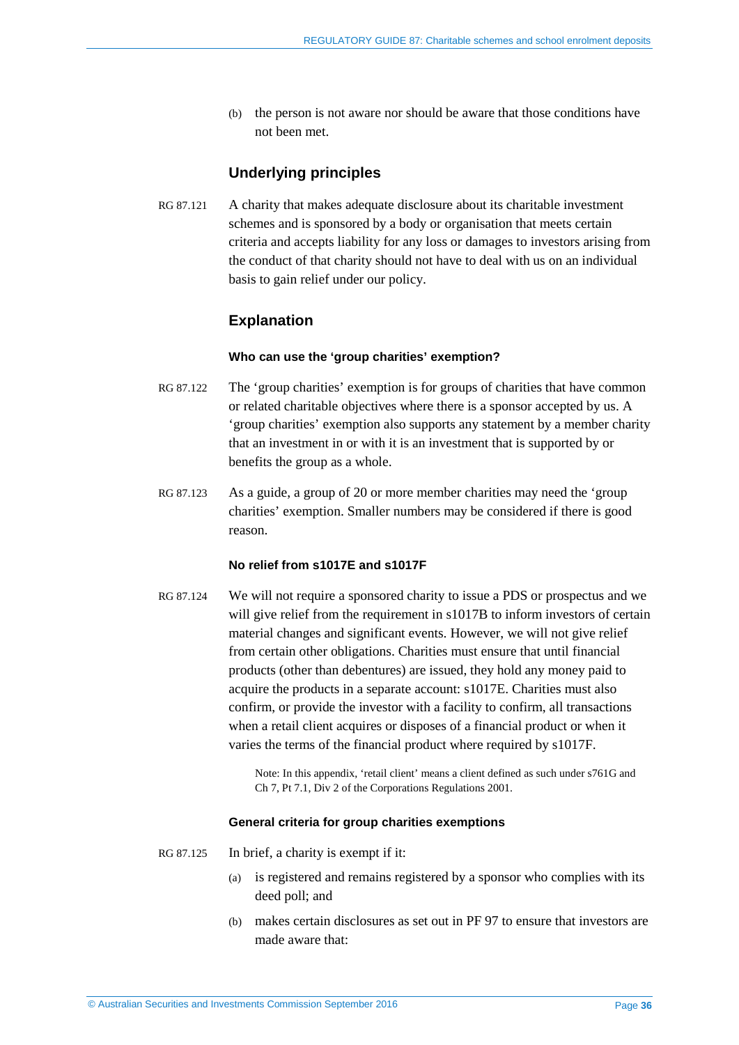(b) the person is not aware nor should be aware that those conditions have not been met.

## Underlying principles

RG 87.121 A charity that makes adequate disclosure about its charitable investment schemes and is sponsored by a body or organisation that meets certain criteria and accepts liability for any loss or damages to investors arising from the conduct of that charity should not have to deal with us on an individual basis to gain relief under our policy.

## Explanation

### Who can use the 'group charities' exemption?

RG 87.122 The 'group charities' exemption is for groups of charities that have common or related charitable objectives where there is a sponsor accepted by us. A 'group charities' exemption also supports any statement by a member charity that an investment in or with it is an investment that is supported by or benefits the group as a whole.

RG 87.123 As a guide, a group of 20 or more member charities may need the 'group charities' exemption. Smaller numbers may be considered if there is good reason.

### No relief from s1017E and s1017F

RG 87.124 We will not require a sponsored charity to issue a PDS or prospectus and we will give relief from the requirement in s1017B to inform investors of certain material changes and significant events. However, we will not give relief from certain other obligations. Charities must ensure that until financial products (other than debentures) are issued, they hold any money paid to acquire the products in a separate account: s1017E. Charities must also confirm, or provide the investor with a facility to confirm, all transactions when a retail client acquires or disposes of a financial product or when it varies the terms of the financial product where required by s1017F.

Note: In this appendix, 'retail client' means a client defined as such under s761G and Ch 7, Pt 7.1, Div 2 of the Corporations Regulations 2001.

### General criteria for group charities exemptions

RG 87.125 In brief, a charity is exempt if it:

(a) is registered and remains registered by a sponsor who complies with its deed poll; and

(b) makes certain disclosures as set out in PF 97 to ensure that investors are made aware that: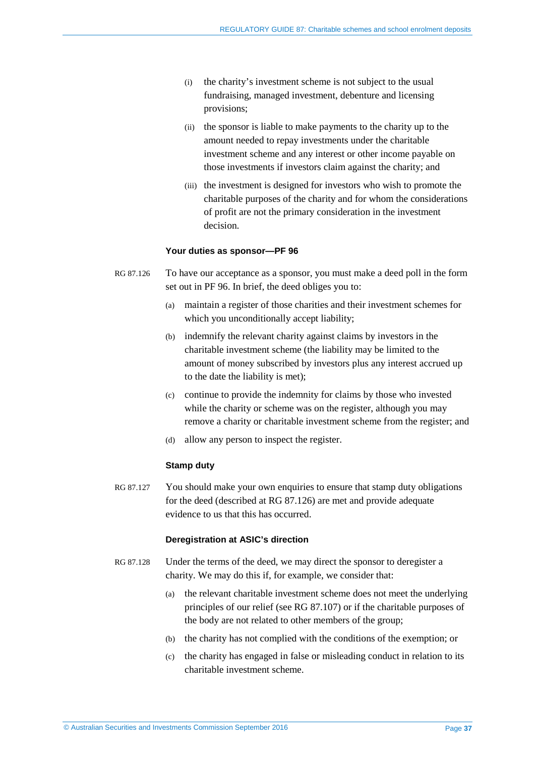(i) the charity's investment scheme is not subject to the usual fundraising, managed investment, debenture and licensing provisions;

(ii) the sponsor is liable to make payments to the charity up to the amount needed to repay investments under the charitable investment scheme and any interest or other income payable on those investments if investors claim against the charity; and

(iii) the investment is designed for investors who wish to promote the charitable purposes of the charity and for whom the considerations of profit are not the primary consideration in the investment decision.

#### Your duties as sponsor—PF 96

RG 87.126 To have our acceptance as a sponsor, you must make a deed poll in the form set out in PF 96. In brief, the deed obliges you to:

(a) maintain a register of those charities and their investment schemes for which you unconditionally accept liability;

(b) indemnify the relevant charity against claims by investors in the charitable investment scheme (the liability may be limited to the amount of money subscribed by investors plus any interest accrued up to the date the liability is met);

(c) continue to provide the indemnity for claims by those who invested while the charity or scheme was on the register, although you may remove a charity or charitable investment scheme from the register; and

(d) allow any person to inspect the register.

#### Stamp duty

RG 87.127 You should make your own enquiries to ensure that stamp duty obligations for the deed (described at RG 87.126) are met and provide adequate evidence to us that this has occurred.

#### Deregistration at ASIC's direction

RG 87.128 Under the terms of the deed, we may direct the sponsor to deregister a charity. We may do this if, for example, we consider that:

(a) the relevant charitable investment scheme does not meet the underlying principles of our relief (see RG 87.107) or if the charitable purposes of the body are not related to other members of the group;

(b) the charity has not complied with the conditions of the exemption; or

(c) the charity has engaged in false or misleading conduct in relation to its charitable investment scheme.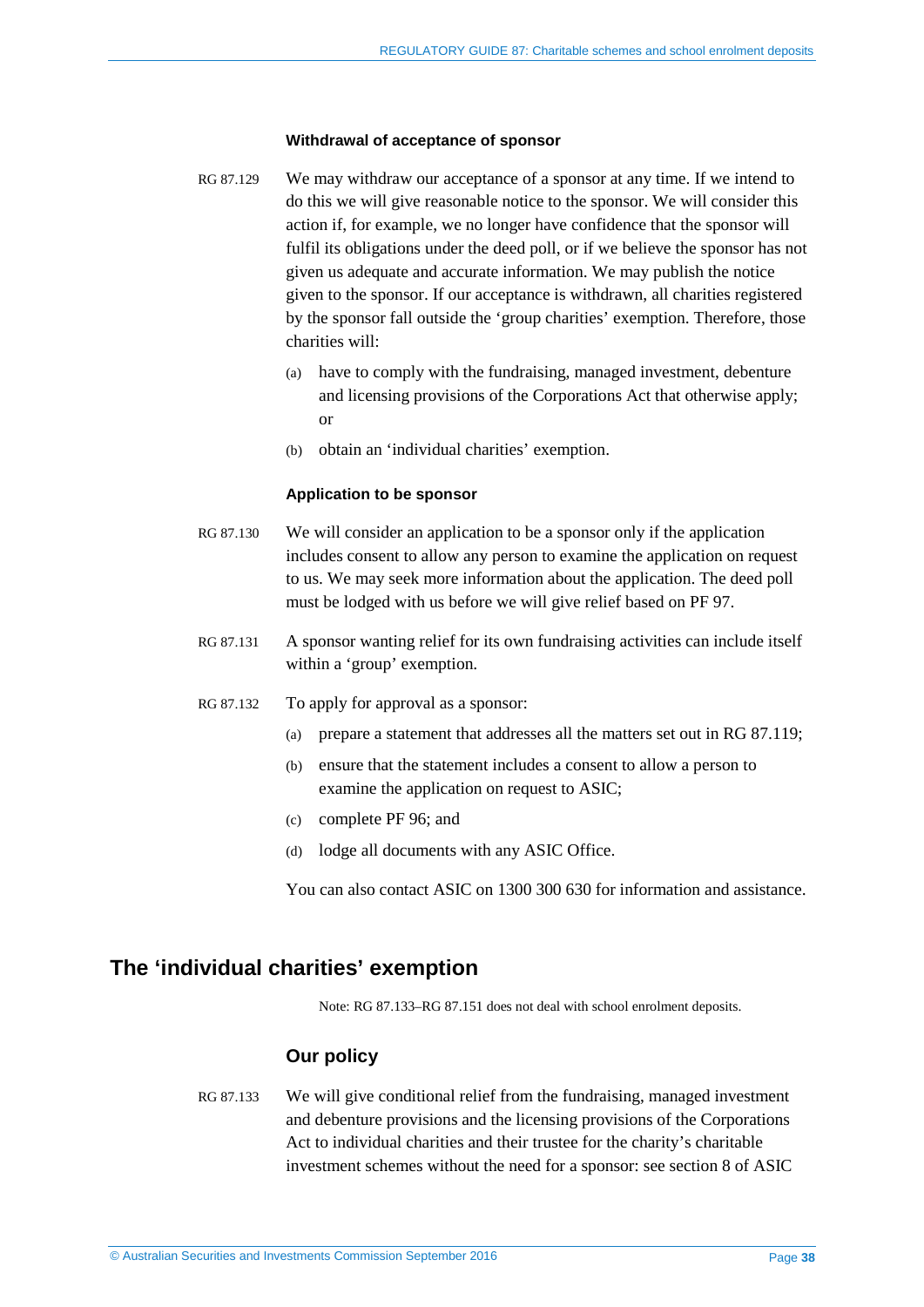### Withdrawal of acceptance of sponsor

RG 87.129 We may withdraw our acceptance of a sponsor at any time. If we intend to do this we will give reasonable notice to the sponsor. We will consider this action if, for example, we no longer have confidence that the sponsor will fulfil its obligations under the deed poll, or if we believe the sponsor has not given us adequate and accurate information. We may publish the notice given to the sponsor. If our acceptance is withdrawn, all charities registered by the sponsor fall outside the 'group charities' exemption. Therefore, those charities will:

(a) have to comply with the fundraising, managed investment, debenture and licensing provisions of the Corporations Act that otherwise apply; or

(b) obtain an 'individual charities' exemption.

### Application to be sponsor

RG 87.130 We will consider an application to be a sponsor only if the application includes consent to allow any person to examine the application on request to us. We may seek more information about the application. The deed poll must be lodged with us before we will give relief based on PF 97.

RG 87.131 A sponsor wanting relief for its own fundraising activities can include itself within a 'group' exemption.

RG 87.132 To apply for approval as a sponsor:

(a) prepare a statement that addresses all the matters set out in RG 87.119;

(b) ensure that the statement includes a consent to allow a person to examine the application on request to ASIC;

(c) complete PF 96; and

(d) lodge all documents with any ASIC Office.

You can also contact ASIC on 1300 300 630 for information and assistance.

## The 'individual charities' exemption

Note: RG 87.133–RG 87.151 does not deal with school enrolment deposits.

### Our policy

RG 87.133 We will give conditional relief from the fundraising, managed investment and debenture provisions and the licensing provisions of the Corporations Act to individual charities and their trustee for the charity's charitable investment schemes without the need for a sponsor: see section 8 of ASIC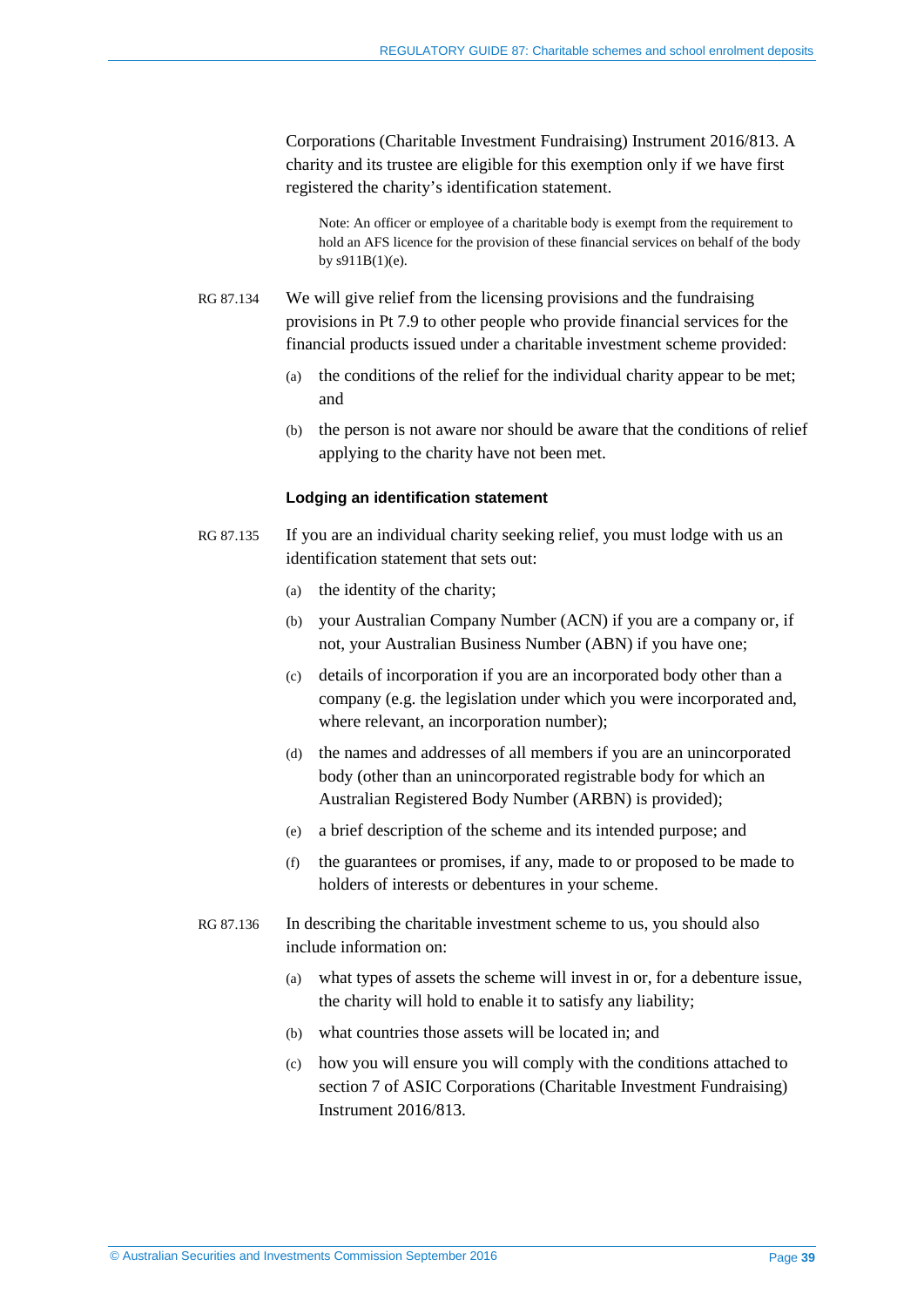Corporations (Charitable Investment Fundraising) Instrument 2016/813. A charity and its trustee are eligible for this exemption only if we have first registered the charity's identification statement.

> Note: An officer or employee of a charitable body is exempt from the requirement to hold an AFS licence for the provision of these financial services on behalf of the body by s911B(1)(e).

RG 87.134 We will give relief from the licensing provisions and the fundraising provisions in Pt 7.9 to other people who provide financial services for the financial products issued under a charitable investment scheme provided:

(a) the conditions of the relief for the individual charity appear to be met; and

(b) the person is not aware nor should be aware that the conditions of relief applying to the charity have not been met.

### Lodging an identification statement

RG 87.135 If you are an individual charity seeking relief, you must lodge with us an identification statement that sets out:

(a) the identity of the charity;

(b) your Australian Company Number (ACN) if you are a company or, if not, your Australian Business Number (ABN) if you have one;

(c) details of incorporation if you are an incorporated body other than a company (e.g. the legislation under which you were incorporated and, where relevant, an incorporation number);

(d) the names and addresses of all members if you are an unincorporated body (other than an unincorporated registrable body for which an Australian Registered Body Number (ARBN) is provided);

(e) a brief description of the scheme and its intended purpose; and

(f) the guarantees or promises, if any, made to or proposed to be made to holders of interests or debentures in your scheme.

RG 87.136 In describing the charitable investment scheme to us, you should also include information on:

(a) what types of assets the scheme will invest in or, for a debenture issue, the charity will hold to enable it to satisfy any liability;

(b) what countries those assets will be located in; and

(c) how you will ensure you will comply with the conditions attached to section 7 of ASIC Corporations (Charitable Investment Fundraising) Instrument 2016/813.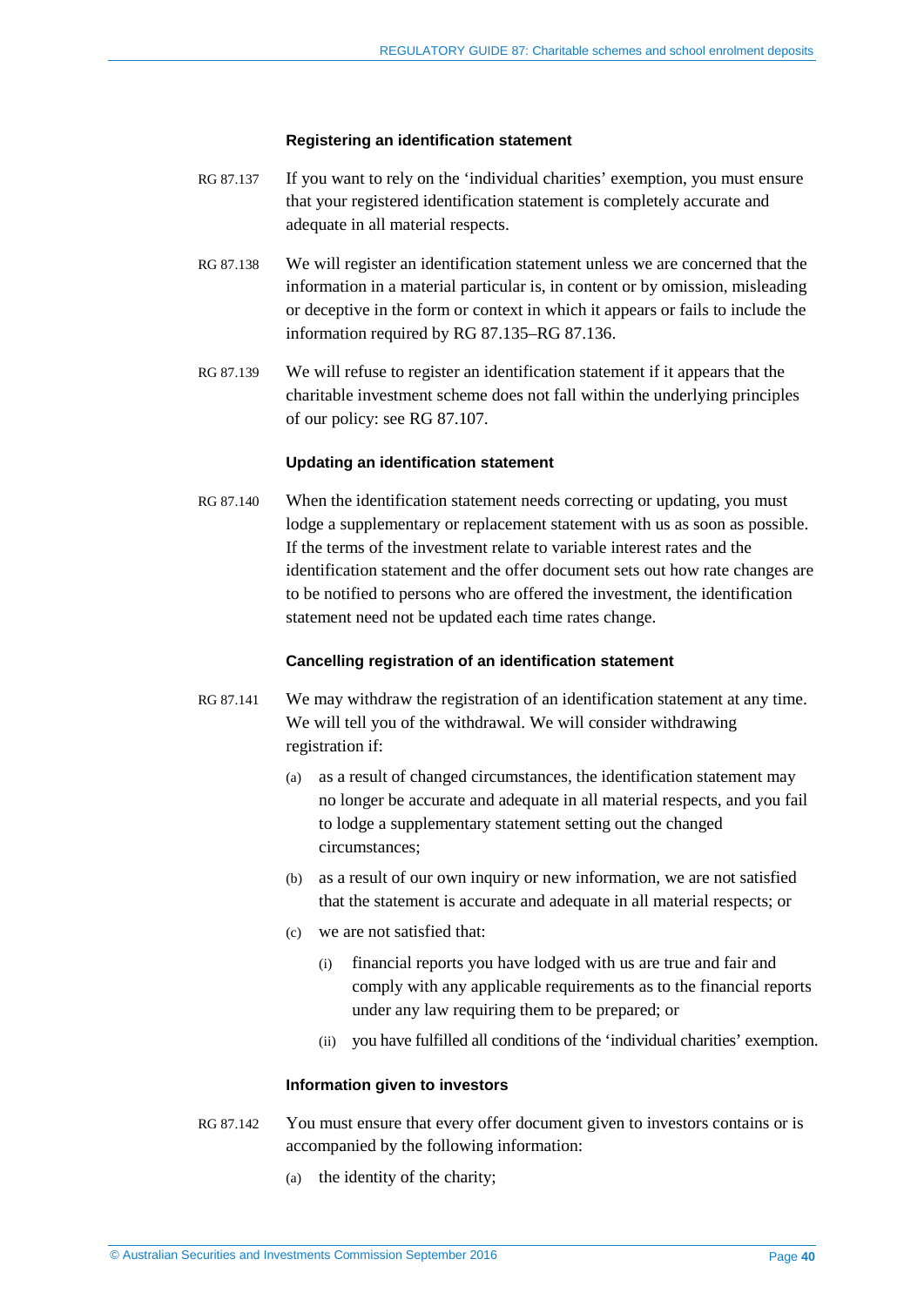### Registering an identification statement

RG 87.137 If you want to rely on the 'individual charities' exemption, you must ensure that your registered identification statement is completely accurate and adequate in all material respects.

RG 87.138 We will register an identification statement unless we are concerned that the information in a material particular is, in content or by omission, misleading or deceptive in the form or context in which it appears or fails to include the information required by RG 87.135–RG 87.136.

RG 87.139 We will refuse to register an identification statement if it appears that the charitable investment scheme does not fall within the underlying principles of our policy: see RG 87.107.

### Updating an identification statement

RG 87.140 When the identification statement needs correcting or updating, you must lodge a supplementary or replacement statement with us as soon as possible. If the terms of the investment relate to variable interest rates and the identification statement and the offer document sets out how rate changes are to be notified to persons who are offered the investment, the identification statement need not be updated each time rates change.

### Cancelling registration of an identification statement

RG 87.141 We may withdraw the registration of an identification statement at any time. We will tell you of the withdrawal. We will consider withdrawing registration if:

- (a) as a result of changed circumstances, the identification statement may no longer be accurate and adequate in all material respects, and you fail to lodge a supplementary statement setting out the changed circumstances;
- (b) as a result of our own inquiry or new information, we are not satisfied that the statement is accurate and adequate in all material respects; or
- (c) we are not satisfied that:
  - (i) financial reports you have lodged with us are true and fair and comply with any applicable requirements as to the financial reports under any law requiring them to be prepared; or
  - (ii) you have fulfilled all conditions of the 'individual charities' exemption.

### Information given to investors

RG 87.142 You must ensure that every offer document given to investors contains or is accompanied by the following information:

- (a) the identity of the charity;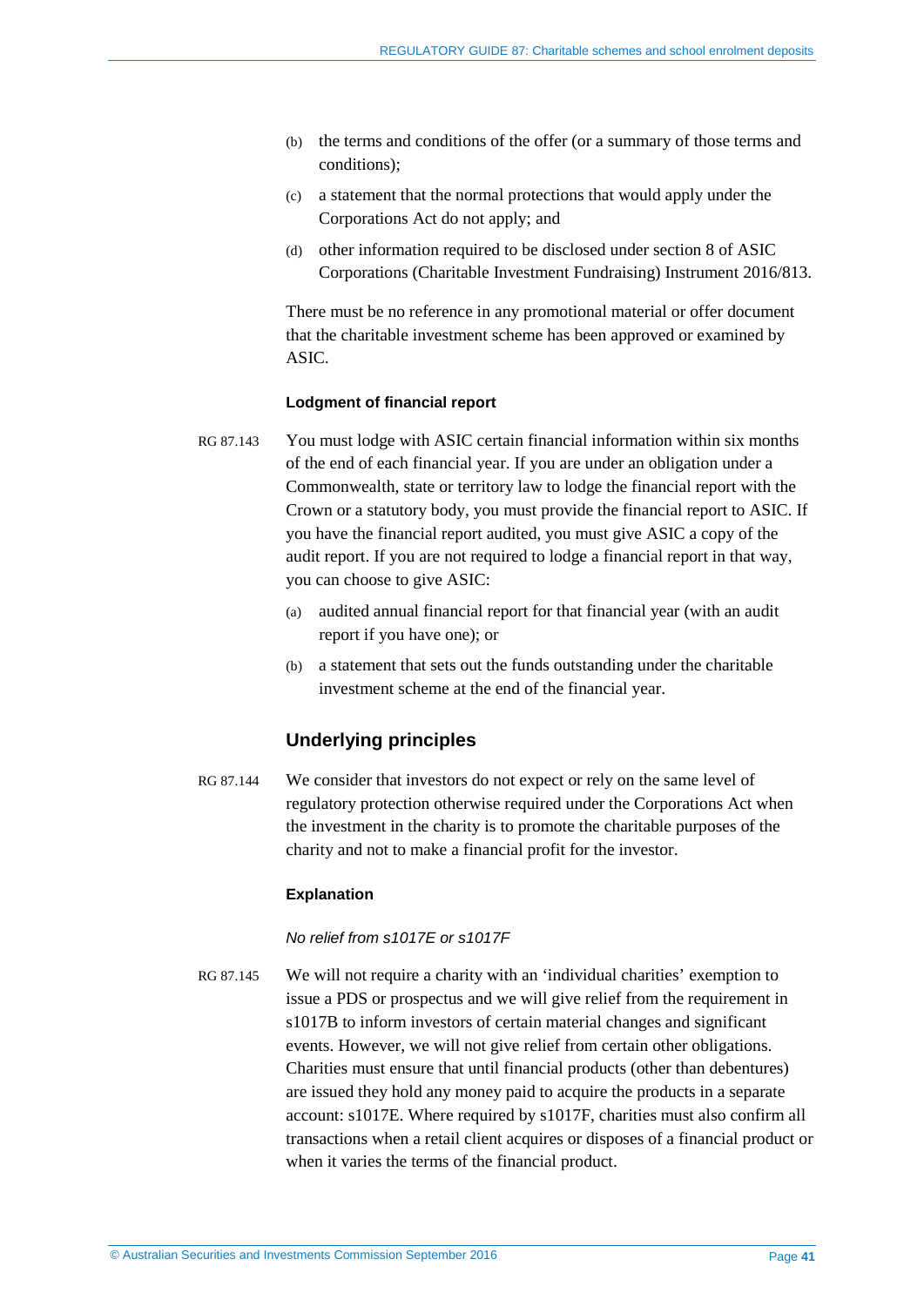(b) the terms and conditions of the offer (or a summary of those terms and conditions);

(c) a statement that the normal protections that would apply under the Corporations Act do not apply; and

(d) other information required to be disclosed under section 8 of ASIC Corporations (Charitable Investment Fundraising) Instrument 2016/813.

There must be no reference in any promotional material or offer document that the charitable investment scheme has been approved or examined by ASIC.

#### Lodgment of financial report

RG 87.143 You must lodge with ASIC certain financial information within six months of the end of each financial year. If you are under an obligation under a Commonwealth, state or territory law to lodge the financial report with the Crown or a statutory body, you must provide the financial report to ASIC. If you have the financial report audited, you must give ASIC a copy of the audit report. If you are not required to lodge a financial report in that way, you can choose to give ASIC:

(a) audited annual financial report for that financial year (with an audit report if you have one); or

(b) a statement that sets out the funds outstanding under the charitable investment scheme at the end of the financial year.

### Underlying principles

RG 87.144 We consider that investors do not expect or rely on the same level of regulatory protection otherwise required under the Corporations Act when the investment in the charity is to promote the charitable purposes of the charity and not to make a financial profit for the investor.

#### Explanation

*No relief from s1017E or s1017F*

RG 87.145 We will not require a charity with an 'individual charities' exemption to issue a PDS or prospectus and we will give relief from the requirement in s1017B to inform investors of certain material changes and significant events. However, we will not give relief from certain other obligations. Charities must ensure that until financial products (other than debentures) are issued they hold any money paid to acquire the products in a separate account: s1017E. Where required by s1017F, charities must also confirm all transactions when a retail client acquires or disposes of a financial product or when it varies the terms of the financial product.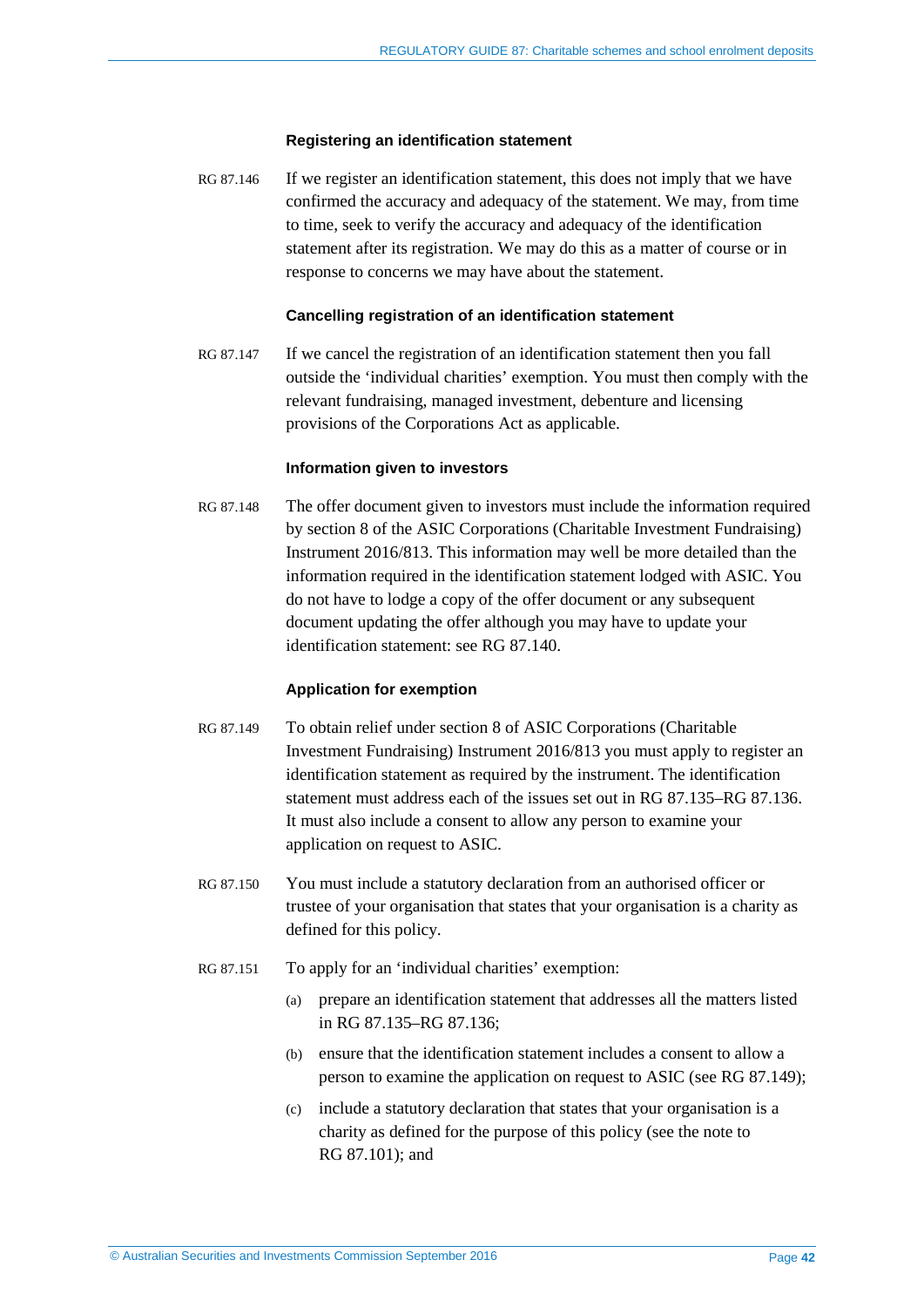### Registering an identification statement

RG 87.146 If we register an identification statement, this does not imply that we have confirmed the accuracy and adequacy of the statement. We may, from time to time, seek to verify the accuracy and adequacy of the identification statement after its registration. We may do this as a matter of course or in response to concerns we may have about the statement.

### Cancelling registration of an identification statement

RG 87.147 If we cancel the registration of an identification statement then you fall outside the 'individual charities' exemption. You must then comply with the relevant fundraising, managed investment, debenture and licensing provisions of the Corporations Act as applicable.

### Information given to investors

RG 87.148 The offer document given to investors must include the information required by section 8 of the ASIC Corporations (Charitable Investment Fundraising) Instrument 2016/813. This information may well be more detailed than the information required in the identification statement lodged with ASIC. You do not have to lodge a copy of the offer document or any subsequent document updating the offer although you may have to update your identification statement: see RG 87.140.

### Application for exemption

RG 87.149 To obtain relief under section 8 of ASIC Corporations (Charitable Investment Fundraising) Instrument 2016/813 you must apply to register an identification statement as required by the instrument. The identification statement must address each of the issues set out in RG 87.135–RG 87.136. It must also include a consent to allow any person to examine your application on request to ASIC.

RG 87.150 You must include a statutory declaration from an authorised officer or trustee of your organisation that states that your organisation is a charity as defined for this policy.

RG 87.151 To apply for an 'individual charities' exemption:

(a) prepare an identification statement that addresses all the matters listed in RG 87.135–RG 87.136;

(b) ensure that the identification statement includes a consent to allow a person to examine the application on request to ASIC (see RG 87.149);

(c) include a statutory declaration that states that your organisation is a charity as defined for the purpose of this policy (see the note to RG 87.101); and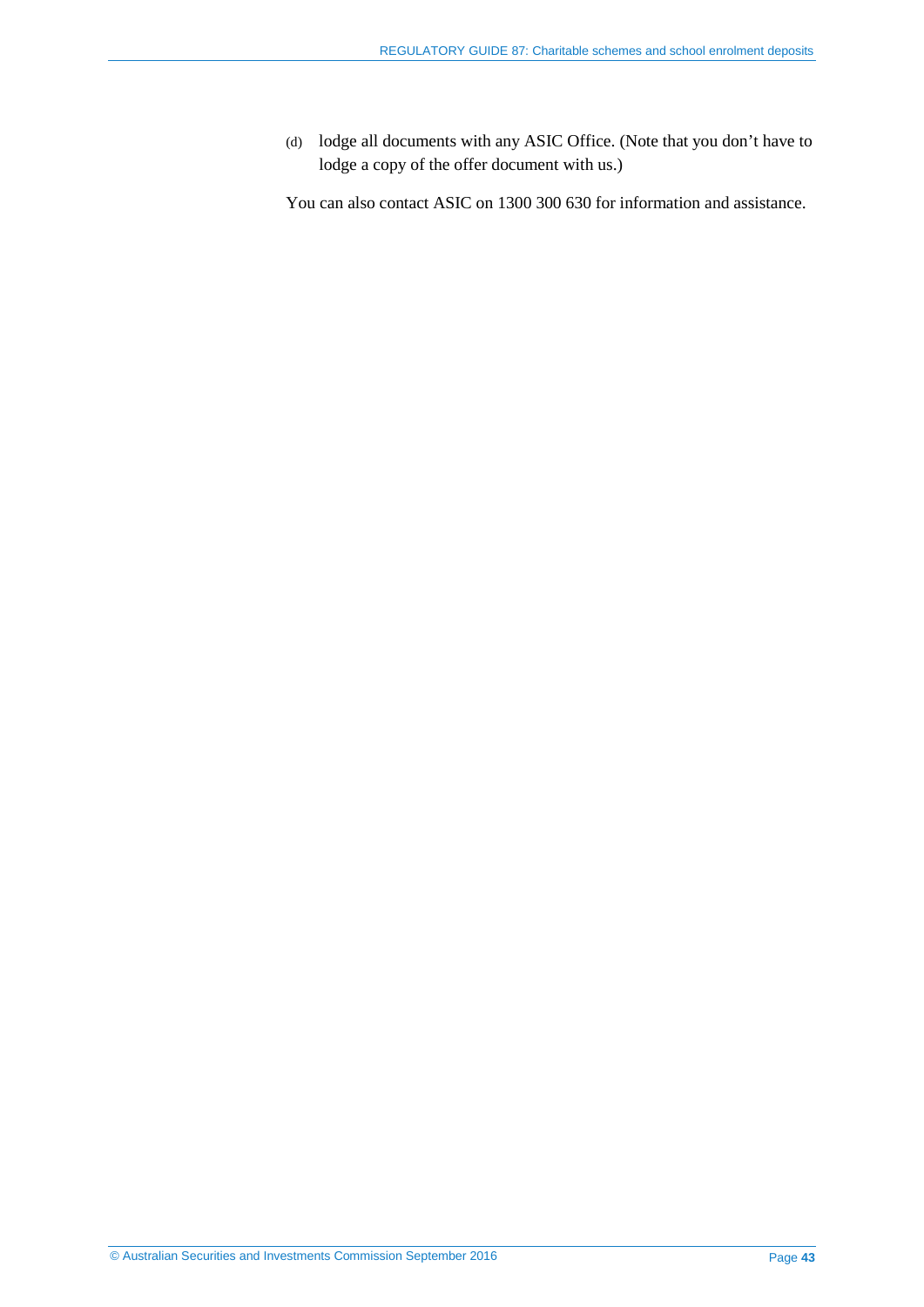(d) lodge all documents with any ASIC Office. (Note that you don’t have to lodge a copy of the offer document with us.)

You can also contact ASIC on 1300 300 630 for information and assistance.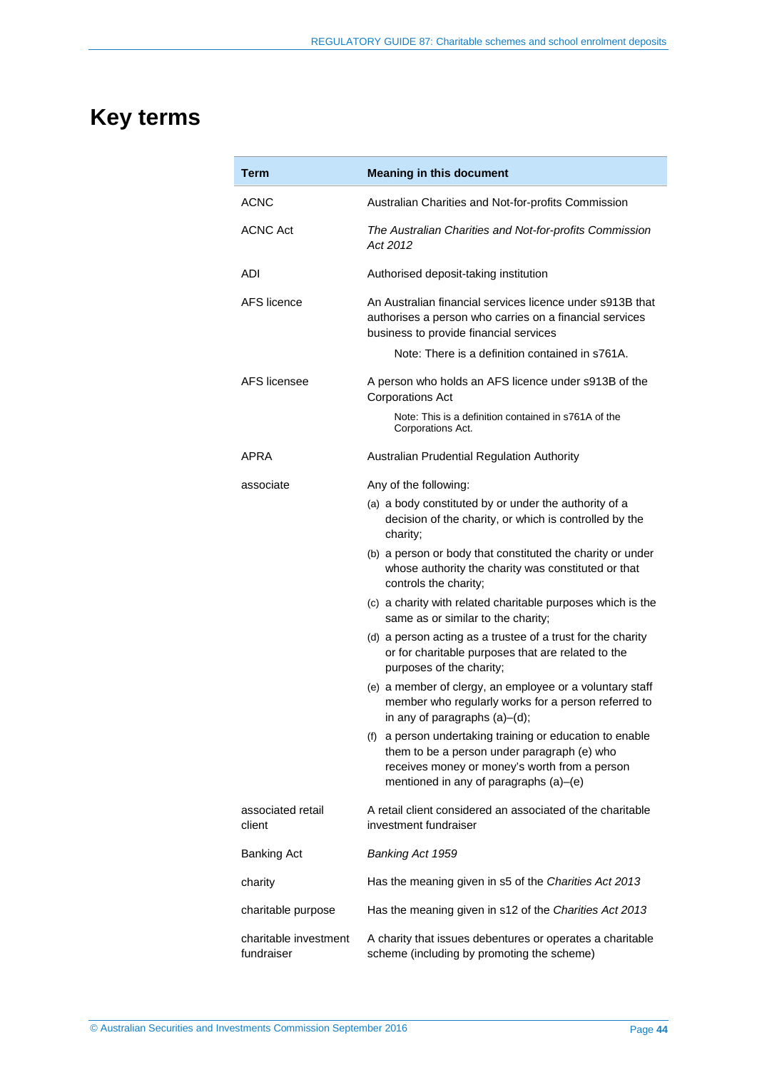# Key terms

| Term | Meaning in this document |
|---|---|
| ACNC | Australian Charities and Not-for-profits Commission |
| ACNC Act | *The Australian Charities and Not-for-profits Commission Act 2012* |
| ADI | Authorised deposit-taking institution |
| AFS licence | An Australian financial services licence under s913B that authorises a person who carries on a financial services business to provide financial services<br><br>Note: There is a definition contained in s761A. |
| AFS licensee | A person who holds an AFS licence under s913B of the Corporations Act<br><br>Note: This is a definition contained in s761A of the Corporations Act. |
| APRA | Australian Prudential Regulation Authority |
| associate | Any of the following:<br>(a) a body constituted by or under the authority of a decision of the charity, or which is controlled by the charity;<br>(b) a person or body that constituted the charity or under whose authority the charity was constituted or that controls the charity;<br>(c) a charity with related charitable purposes which is the same as or similar to the charity;<br>(d) a person acting as a trustee of a trust for the charity or for charitable purposes that are related to the purposes of the charity;<br>(e) a member of clergy, an employee or a voluntary staff member who regularly works for a person referred to in any of paragraphs (a)–(d);<br>(f) a person undertaking training or education to enable them to be a person under paragraph (e) who receives money or money's worth from a person mentioned in any of paragraphs (a)–(e) |
| associated retail client | A retail client considered an associated of the charitable investment fundraiser |
| Banking Act | *Banking Act 1959* |
| charity | Has the meaning given in s5 of the *Charities Act 2013* |
| charitable purpose | Has the meaning given in s12 of the *Charities Act 2013* |
| charitable investment fundraiser | A charity that issues debentures or operates a charitable scheme (including by promoting the scheme) |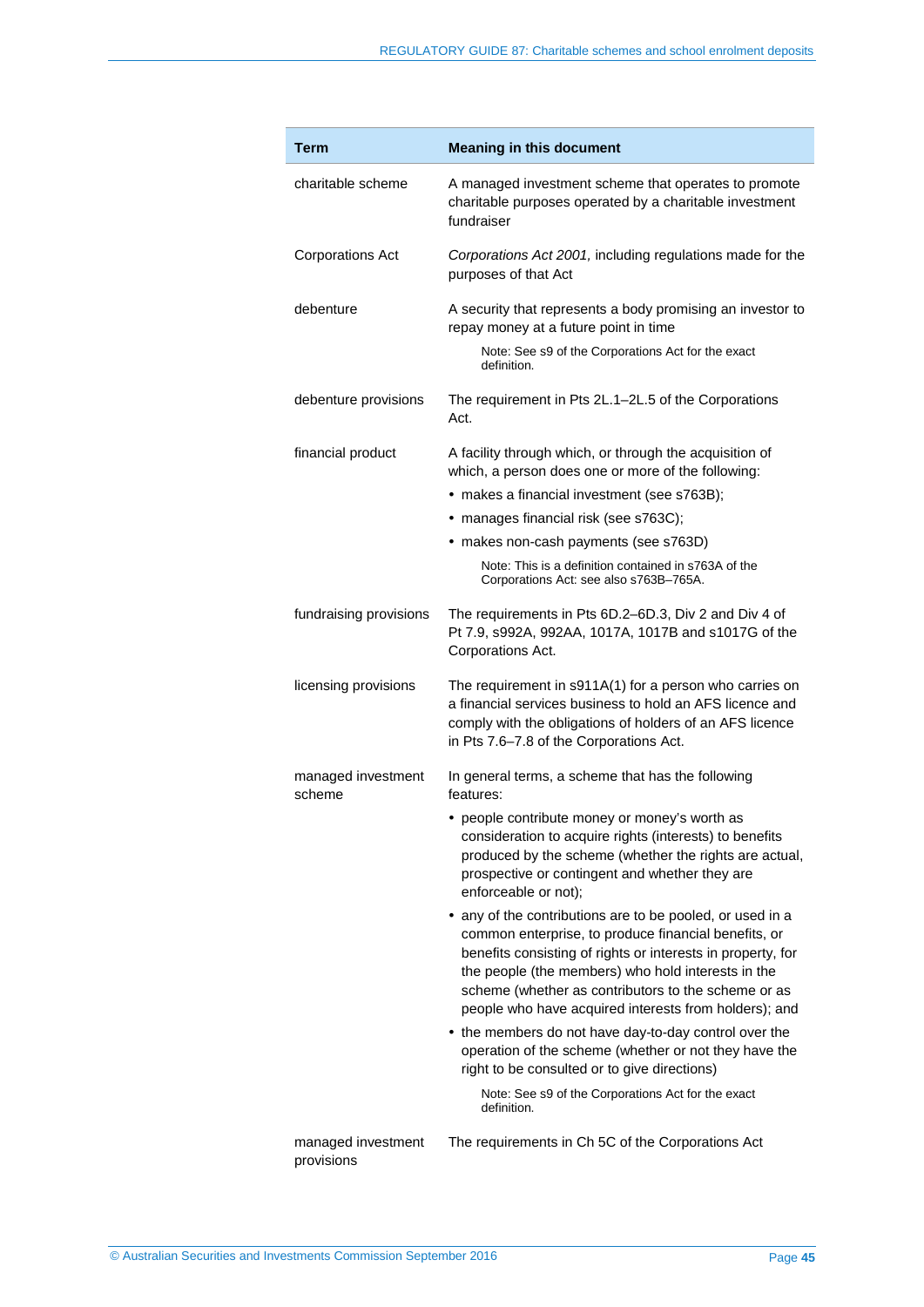| Term | Meaning in this document |
|---|---|
| charitable scheme | A managed investment scheme that operates to promote charitable purposes operated by a charitable investment fundraiser |
| Corporations Act | *Corporations Act 2001,* including regulations made for the purposes of that Act |
| debenture | A security that represents a body promising an investor to repay money at a future point in time<br><br>Note: See s9 of the Corporations Act for the exact definition. |
| debenture provisions | The requirement in Pts 2L.1–2L.5 of the Corporations Act. |
| financial product | A facility through which, or through the acquisition of which, a person does one or more of the following:<br>• makes a financial investment (see s763B);<br>• manages financial risk (see s763C);<br>• makes non-cash payments (see s763D)<br><br>Note: This is a definition contained in s763A of the Corporations Act: see also s763B–765A. |
| fundraising provisions | The requirements in Pts 6D.2–6D.3, Div 2 and Div 4 of Pt 7.9, s992A, 992AA, 1017A, 1017B and s1017G of the Corporations Act. |
| licensing provisions | The requirement in s911A(1) for a person who carries on a financial services business to hold an AFS licence and comply with the obligations of holders of an AFS licence in Pts 7.6–7.8 of the Corporations Act. |
| managed investment scheme | In general terms, a scheme that has the following features:<br>• people contribute money or money's worth as consideration to acquire rights (interests) to benefits produced by the scheme (whether the rights are actual, prospective or contingent and whether they are enforceable or not);<br>• any of the contributions are to be pooled, or used in a common enterprise, to produce financial benefits, or benefits consisting of rights or interests in property, for the people (the members) who hold interests in the scheme (whether as contributors to the scheme or as people who have acquired interests from holders); and<br>• the members do not have day-to-day control over the operation of the scheme (whether or not they have the right to be consulted or to give directions)<br><br>Note: See s9 of the Corporations Act for the exact definition. |
| managed investment provisions | The requirements in Ch 5C of the Corporations Act |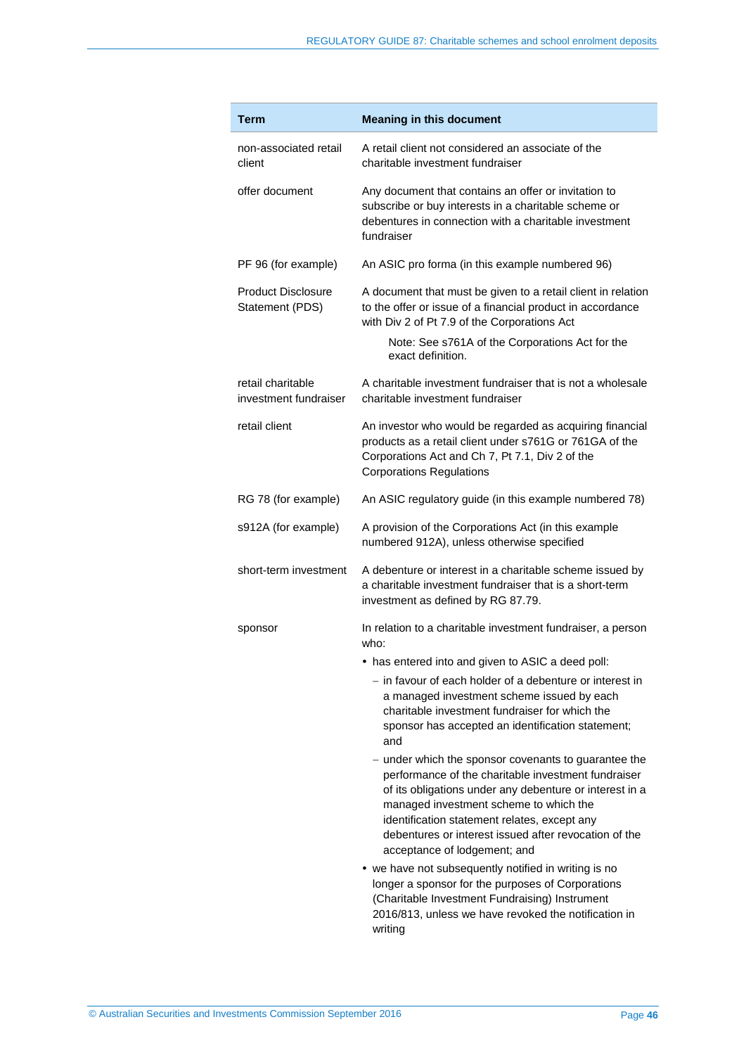| Term | Meaning in this document |
|---|---|
| non-associated retail client | A retail client not considered an associate of the charitable investment fundraiser |
| offer document | Any document that contains an offer or invitation to subscribe or buy interests in a charitable scheme or debentures in connection with a charitable investment fundraiser |
| PF 96 (for example) | An ASIC pro forma (in this example numbered 96) |
| Product Disclosure Statement (PDS) | A document that must be given to a retail client in relation to the offer or issue of a financial product in accordance with Div 2 of Pt 7.9 of the Corporations Act<br><br>Note: See s761A of the Corporations Act for the exact definition. |
| retail charitable investment fundraiser | A charitable investment fundraiser that is not a wholesale charitable investment fundraiser |
| retail client | An investor who would be regarded as acquiring financial products as a retail client under s761G or 761GA of the Corporations Act and Ch 7, Pt 7.1, Div 2 of the Corporations Regulations |
| RG 78 (for example) | An ASIC regulatory guide (in this example numbered 78) |
| s912A (for example) | A provision of the Corporations Act (in this example numbered 912A), unless otherwise specified |
| short-term investment | A debenture or interest in a charitable scheme issued by a charitable investment fundraiser that is a short-term investment as defined by RG 87.79. |
| sponsor | In relation to a charitable investment fundraiser, a person who:<br>• has entered into and given to ASIC a deed poll:<br>– in favour of each holder of a debenture or interest in a managed investment scheme issued by each charitable investment fundraiser for which the sponsor has accepted an identification statement; and<br>– under which the sponsor covenants to guarantee the performance of the charitable investment fundraiser of its obligations under any debenture or interest in a managed investment scheme to which the identification statement relates, except any debentures or interest issued after revocation of the acceptance of lodgement; and<br>• we have not subsequently notified in writing is no longer a sponsor for the purposes of Corporations (Charitable Investment Fundraising) Instrument 2016/813, unless we have revoked the notification in writing |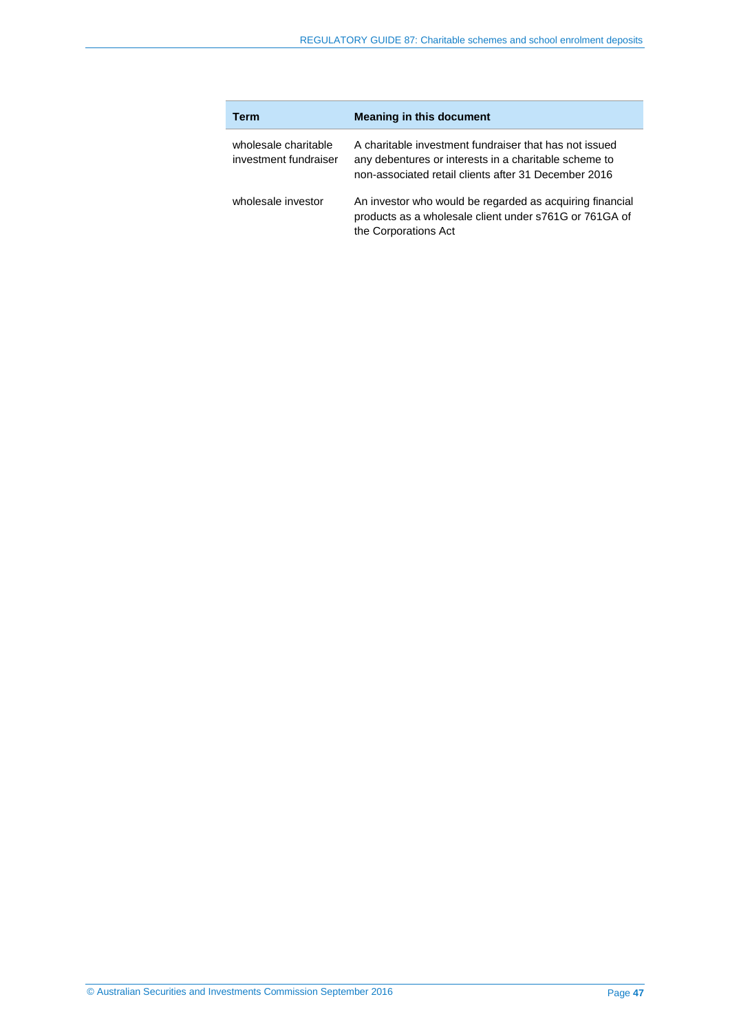| Term | Meaning in this document |
|---|---|
| wholesale charitable investment fundraiser | A charitable investment fundraiser that has not issued any debentures or interests in a charitable scheme to non-associated retail clients after 31 December 2016 |
| wholesale investor | An investor who would be regarded as acquiring financial products as a wholesale client under s761G or 761GA of the Corporations Act |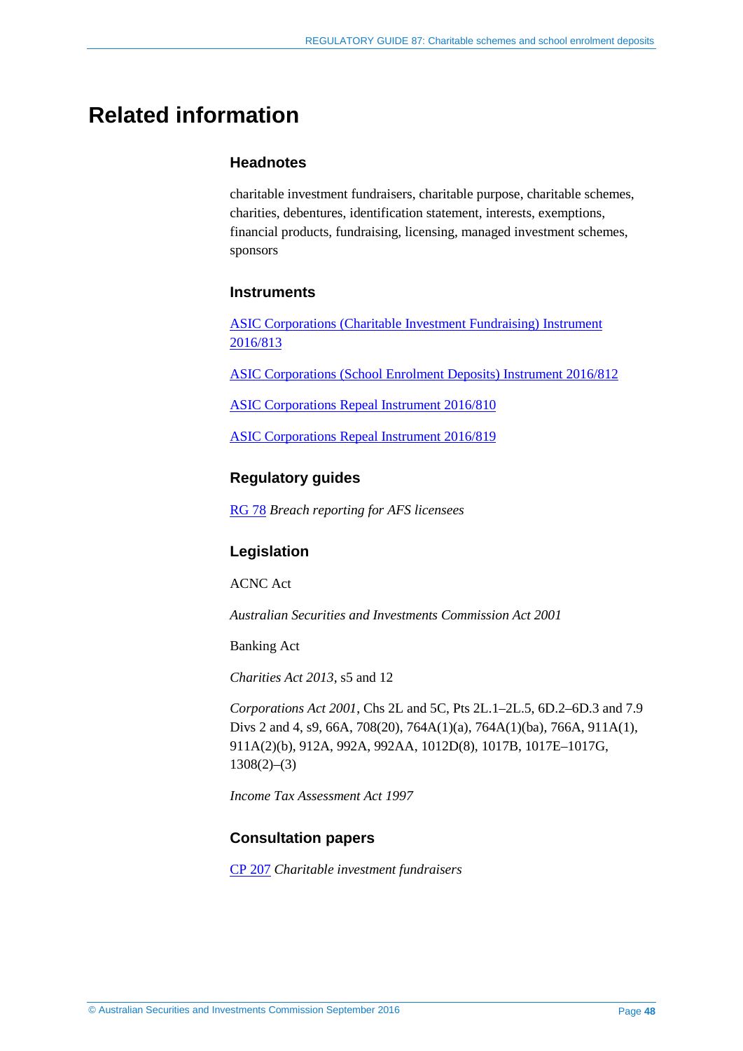# Related information

### Headnotes

charitable investment fundraisers, charitable purpose, charitable schemes, charities, debentures, identification statement, interests, exemptions, financial products, fundraising, licensing, managed investment schemes, sponsors

### Instruments

ASIC Corporations (Charitable Investment Fundraising) Instrument 2016/813

ASIC Corporations (School Enrolment Deposits) Instrument 2016/812

ASIC Corporations Repeal Instrument 2016/810

ASIC Corporations Repeal Instrument 2016/819

### Regulatory guides

RG 78 *Breach reporting for AFS licensees*

### Legislation

ACNC Act

*Australian Securities and Investments Commission Act 2001*

Banking Act

*Charities Act 2013*, s5 and 12

*Corporations Act 2001*, Chs 2L and 5C, Pts 2L.1–2L.5, 6D.2–6D.3 and 7.9 Divs 2 and 4, s9, 66A, 708(20), 764A(1)(a), 764A(1)(ba), 766A, 911A(1), 911A(2)(b), 912A, 992A, 992AA, 1012D(8), 1017B, 1017E–1017G, 1308(2)–(3)

*Income Tax Assessment Act 1997*

### Consultation papers

CP 207 *Charitable investment fundraisers*